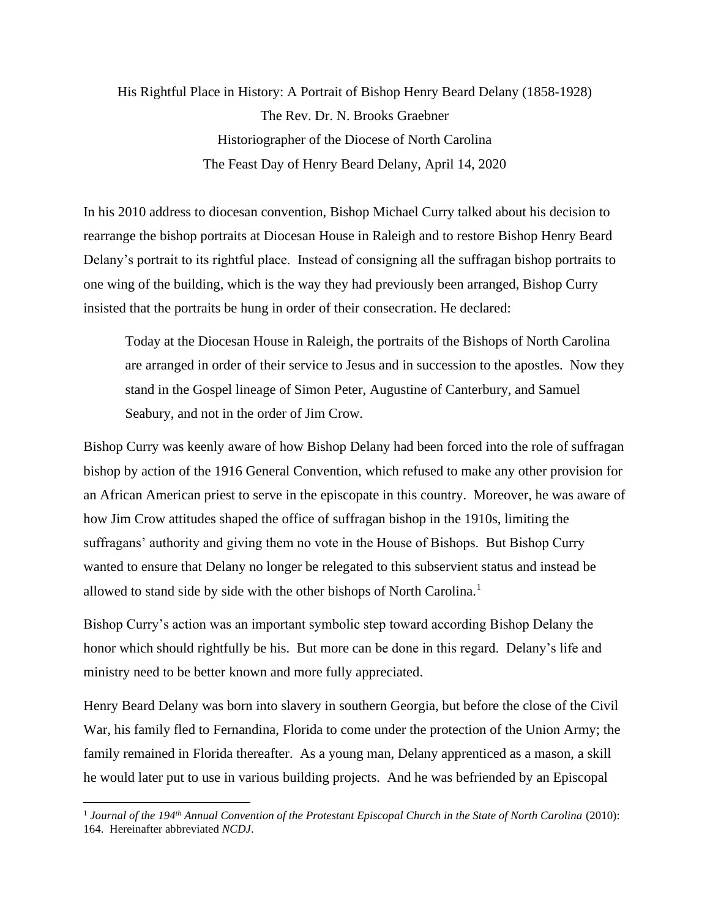# His Rightful Place in History: A Portrait of Bishop Henry Beard Delany (1858-1928)

The Rev. Dr. N. Brooks Graebner

Historiographer of the Diocese of North Carolina

The Feast Day of Henry Beard Delany, April 14, 2020

In his 2010 address to diocesan convention, Bishop Michael Curry talked about his decision to rearrange the bishop portraits at Diocesan House in Raleigh and to restore Bishop Henry Beard Delany's portrait to its rightful place. Instead of consigning all the suffragan bishop portraits to one wing of the building, which is the way they had previously been arranged, Bishop Curry insisted that the portraits be hung in order of their consecration. He declared:

> Today at the Diocesan House in Raleigh, the portraits of the Bishops of North Carolina are arranged in order of their service to Jesus and in succession to the apostles. Now they stand in the Gospel lineage of Simon Peter, Augustine of Canterbury, and Samuel Seabury, and not in the order of Jim Crow.

Bishop Curry was keenly aware of how Bishop Delany had been forced into the role of suffragan bishop by action of the 1916 General Convention, which refused to make any other provision for an African American priest to serve in the episcopate in this country. Moreover, he was aware of how Jim Crow attitudes shaped the office of suffragan bishop in the 1910s, limiting the suffragans' authority and giving them no vote in the House of Bishops. But Bishop Curry wanted to ensure that Delany no longer be relegated to this subservient status and instead be allowed to stand side by side with the other bishops of North Carolina.[1]

Bishop Curry's action was an important symbolic step toward according Bishop Delany the honor which should rightfully be his. But more can be done in this regard. Delany's life and ministry need to be better known and more fully appreciated.

Henry Beard Delany was born into slavery in southern Georgia, but before the close of the Civil War, his family fled to Fernandina, Florida to come under the protection of the Union Army; the family remained in Florida thereafter. As a young man, Delany apprenticed as a mason, a skill he would later put to use in various building projects. And he was befriended by an Episcopal

---

[1] *Journal of the 194th Annual Convention of the Protestant Episcopal Church in the State of North Carolina* (2010): 164. Hereinafter abbreviated *NCDJ*.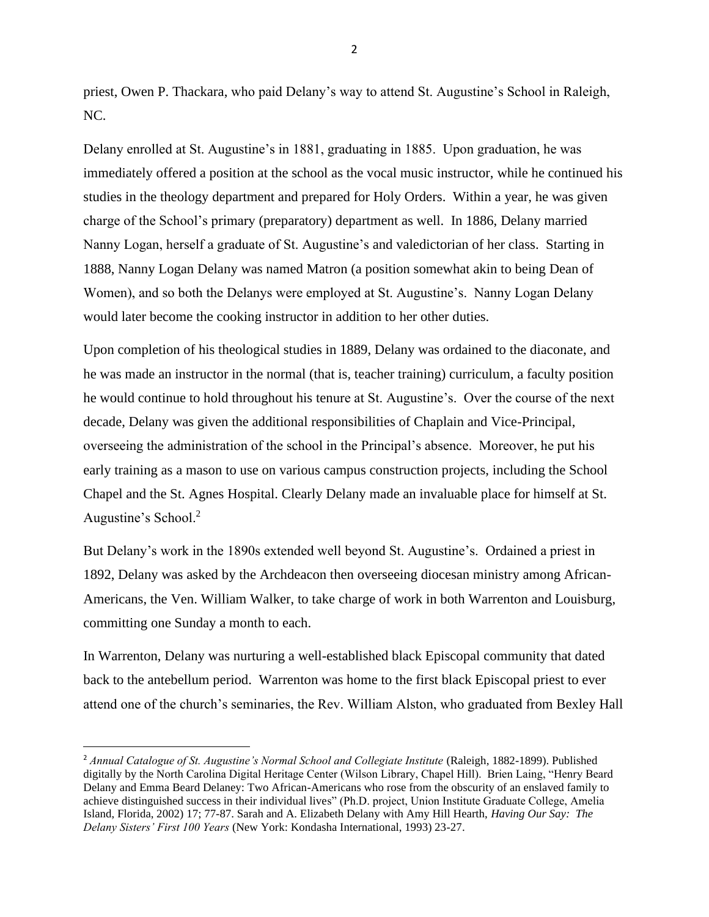priest, Owen P. Thackara, who paid Delany's way to attend St. Augustine's School in Raleigh, NC.

Delany enrolled at St. Augustine's in 1881, graduating in 1885. Upon graduation, he was immediately offered a position at the school as the vocal music instructor, while he continued his studies in the theology department and prepared for Holy Orders. Within a year, he was given charge of the School's primary (preparatory) department as well. In 1886, Delany married Nanny Logan, herself a graduate of St. Augustine's and valedictorian of her class. Starting in 1888, Nanny Logan Delany was named Matron (a position somewhat akin to being Dean of Women), and so both the Delanys were employed at St. Augustine's. Nanny Logan Delany would later become the cooking instructor in addition to her other duties.

Upon completion of his theological studies in 1889, Delany was ordained to the diaconate, and he was made an instructor in the normal (that is, teacher training) curriculum, a faculty position he would continue to hold throughout his tenure at St. Augustine's. Over the course of the next decade, Delany was given the additional responsibilities of Chaplain and Vice-Principal, overseeing the administration of the school in the Principal's absence. Moreover, he put his early training as a mason to use on various campus construction projects, including the School Chapel and the St. Agnes Hospital. Clearly Delany made an invaluable place for himself at St. Augustine's School.[2]

But Delany's work in the 1890s extended well beyond St. Augustine's. Ordained a priest in 1892, Delany was asked by the Archdeacon then overseeing diocesan ministry among African-Americans, the Ven. William Walker, to take charge of work in both Warrenton and Louisburg, committing one Sunday a month to each.

In Warrenton, Delany was nurturing a well-established black Episcopal community that dated back to the antebellum period. Warrenton was home to the first black Episcopal priest to ever attend one of the church's seminaries, the Rev. William Alston, who graduated from Bexley Hall

[2] *Annual Catalogue of St. Augustine's Normal School and Collegiate Institute* (Raleigh, 1882-1899). Published digitally by the North Carolina Digital Heritage Center (Wilson Library, Chapel Hill). Brien Laing, "Henry Beard Delany and Emma Beard Delaney: Two African-Americans who rose from the obscurity of an enslaved family to achieve distinguished success in their individual lives" (Ph.D. project, Union Institute Graduate College, Amelia Island, Florida, 2002) 17; 77-87. Sarah and A. Elizabeth Delany with Amy Hill Hearth, *Having Our Say: The Delany Sisters' First 100 Years* (New York: Kondasha International, 1993) 23-27.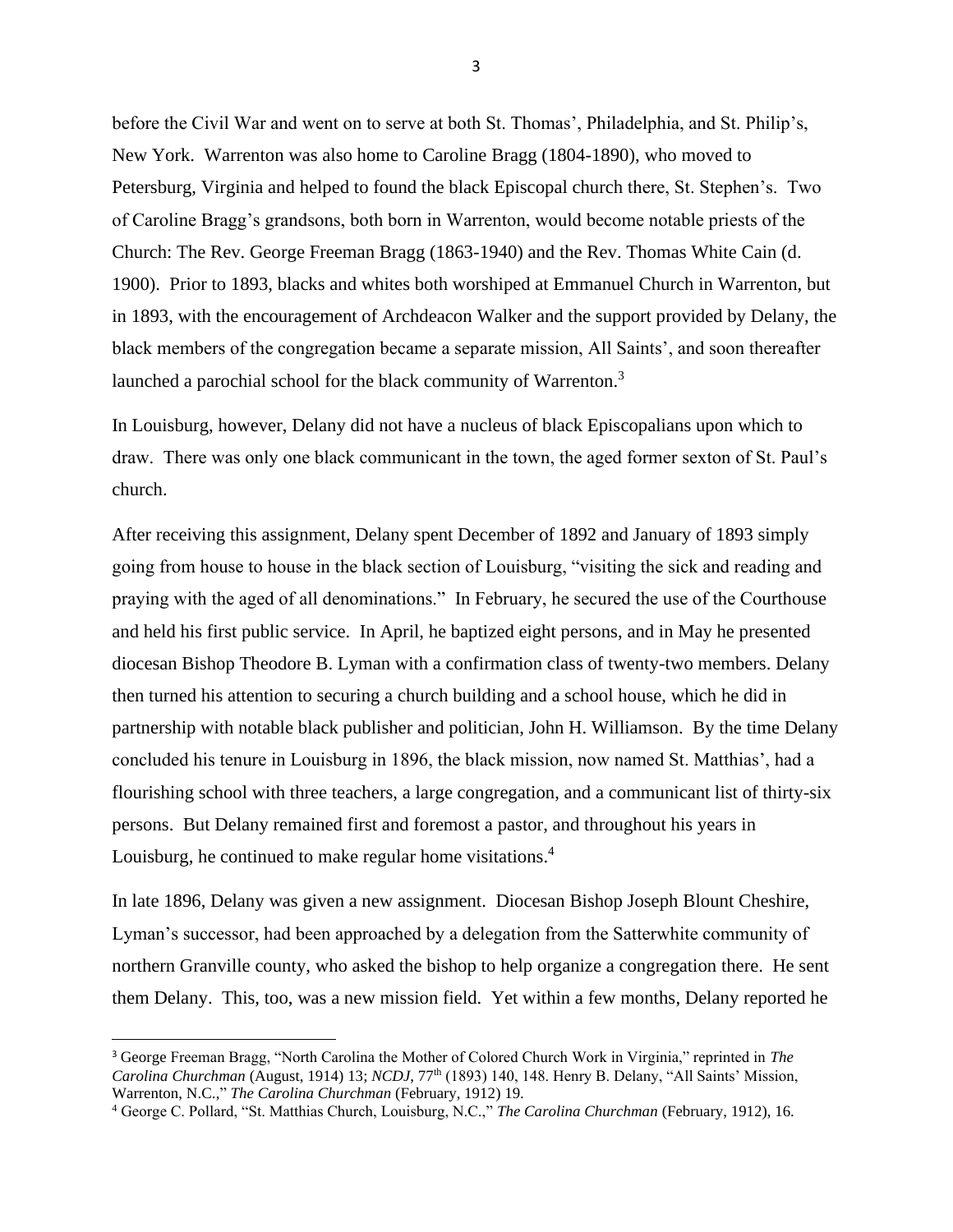before the Civil War and went on to serve at both St. Thomas', Philadelphia, and St. Philip's, New York. Warrenton was also home to Caroline Bragg (1804-1890), who moved to Petersburg, Virginia and helped to found the black Episcopal church there, St. Stephen's. Two of Caroline Bragg's grandsons, both born in Warrenton, would become notable priests of the Church: The Rev. George Freeman Bragg (1863-1940) and the Rev. Thomas White Cain (d. 1900). Prior to 1893, blacks and whites both worshiped at Emmanuel Church in Warrenton, but in 1893, with the encouragement of Archdeacon Walker and the support provided by Delany, the black members of the congregation became a separate mission, All Saints', and soon thereafter launched a parochial school for the black community of Warrenton.[3]

In Louisburg, however, Delany did not have a nucleus of black Episcopalians upon which to draw. There was only one black communicant in the town, the aged former sexton of St. Paul's church.

After receiving this assignment, Delany spent December of 1892 and January of 1893 simply going from house to house in the black section of Louisburg, "visiting the sick and reading and praying with the aged of all denominations." In February, he secured the use of the Courthouse and held his first public service. In April, he baptized eight persons, and in May he presented diocesan Bishop Theodore B. Lyman with a confirmation class of twenty-two members. Delany then turned his attention to securing a church building and a school house, which he did in partnership with notable black publisher and politician, John H. Williamson. By the time Delany concluded his tenure in Louisburg in 1896, the black mission, now named St. Matthias', had a flourishing school with three teachers, a large congregation, and a communicant list of thirty-six persons. But Delany remained first and foremost a pastor, and throughout his years in Louisburg, he continued to make regular home visitations.[4]

In late 1896, Delany was given a new assignment. Diocesan Bishop Joseph Blount Cheshire, Lyman's successor, had been approached by a delegation from the Satterwhite community of northern Granville county, who asked the bishop to help organize a congregation there. He sent them Delany. This, too, was a new mission field. Yet within a few months, Delany reported he

---

[3] George Freeman Bragg, "North Carolina the Mother of Colored Church Work in Virginia," reprinted in *The Carolina Churchman* (August, 1914) 13; *NCDJ*, 77th (1893) 140, 148. Henry B. Delany, "All Saints' Mission, Warrenton, N.C.," *The Carolina Churchman* (February, 1912) 19.

[4] George C. Pollard, "St. Matthias Church, Louisburg, N.C.," *The Carolina Churchman* (February, 1912), 16.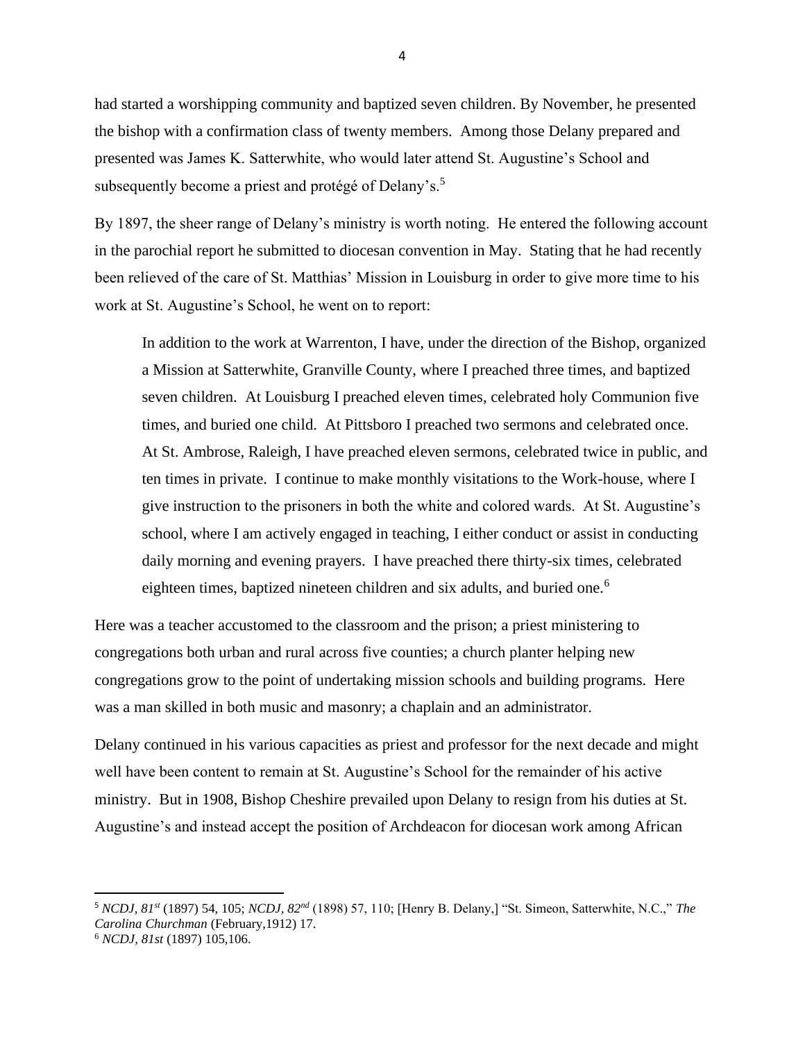had started a worshipping community and baptized seven children. By November, he presented the bishop with a confirmation class of twenty members. Among those Delany prepared and presented was James K. Satterwhite, who would later attend St. Augustine's School and subsequently become a priest and protégé of Delany's.[5]

By 1897, the sheer range of Delany's ministry is worth noting. He entered the following account in the parochial report he submitted to diocesan convention in May. Stating that he had recently been relieved of the care of St. Matthias' Mission in Louisburg in order to give more time to his work at St. Augustine's School, he went on to report:

> In addition to the work at Warrenton, I have, under the direction of the Bishop, organized a Mission at Satterwhite, Granville County, where I preached three times, and baptized seven children. At Louisburg I preached eleven times, celebrated holy Communion five times, and buried one child. At Pittsboro I preached two sermons and celebrated once. At St. Ambrose, Raleigh, I have preached eleven sermons, celebrated twice in public, and ten times in private. I continue to make monthly visitations to the Work-house, where I give instruction to the prisoners in both the white and colored wards. At St. Augustine's school, where I am actively engaged in teaching, I either conduct or assist in conducting daily morning and evening prayers. I have preached there thirty-six times, celebrated eighteen times, baptized nineteen children and six adults, and buried one.[6]

Here was a teacher accustomed to the classroom and the prison; a priest ministering to congregations both urban and rural across five counties; a church planter helping new congregations grow to the point of undertaking mission schools and building programs. Here was a man skilled in both music and masonry; a chaplain and an administrator.

Delany continued in his various capacities as priest and professor for the next decade and might well have been content to remain at St. Augustine's School for the remainder of his active ministry. But in 1908, Bishop Cheshire prevailed upon Delany to resign from his duties at St. Augustine's and instead accept the position of Archdeacon for diocesan work among African

---

[5] *NCDJ, 81st* (1897) 54, 105; *NCDJ, 82nd* (1898) 57, 110; [Henry B. Delany,] "St. Simeon, Satterwhite, N.C.," *The Carolina Churchman* (February,1912) 17.

[6] *NCDJ, 81st* (1897) 105,106.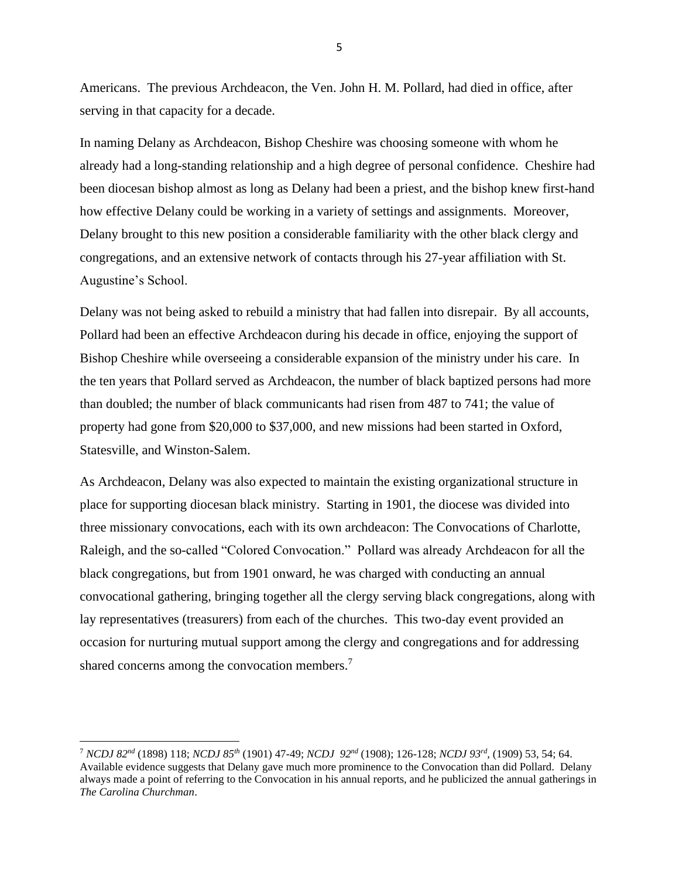Americans. The previous Archdeacon, the Ven. John H. M. Pollard, had died in office, after serving in that capacity for a decade.

In naming Delany as Archdeacon, Bishop Cheshire was choosing someone with whom he already had a long-standing relationship and a high degree of personal confidence. Cheshire had been diocesan bishop almost as long as Delany had been a priest, and the bishop knew first-hand how effective Delany could be working in a variety of settings and assignments. Moreover, Delany brought to this new position a considerable familiarity with the other black clergy and congregations, and an extensive network of contacts through his 27-year affiliation with St. Augustine's School.

Delany was not being asked to rebuild a ministry that had fallen into disrepair. By all accounts, Pollard had been an effective Archdeacon during his decade in office, enjoying the support of Bishop Cheshire while overseeing a considerable expansion of the ministry under his care. In the ten years that Pollard served as Archdeacon, the number of black baptized persons had more than doubled; the number of black communicants had risen from 487 to 741; the value of property had gone from $20,000 to $37,000, and new missions had been started in Oxford, Statesville, and Winston-Salem.

As Archdeacon, Delany was also expected to maintain the existing organizational structure in place for supporting diocesan black ministry. Starting in 1901, the diocese was divided into three missionary convocations, each with its own archdeacon: The Convocations of Charlotte, Raleigh, and the so-called "Colored Convocation." Pollard was already Archdeacon for all the black congregations, but from 1901 onward, he was charged with conducting an annual convocational gathering, bringing together all the clergy serving black congregations, along with lay representatives (treasurers) from each of the churches. This two-day event provided an occasion for nurturing mutual support among the clergy and congregations and for addressing shared concerns among the convocation members.[7]

---

[7] *NCDJ 82nd* (1898) 118; *NCDJ 85th* (1901) 47-49; *NCDJ 92nd* (1908); 126-128; *NCDJ 93rd*, (1909) 53, 54; 64. Available evidence suggests that Delany gave much more prominence to the Convocation than did Pollard. Delany always made a point of referring to the Convocation in his annual reports, and he publicized the annual gatherings in *The Carolina Churchman*.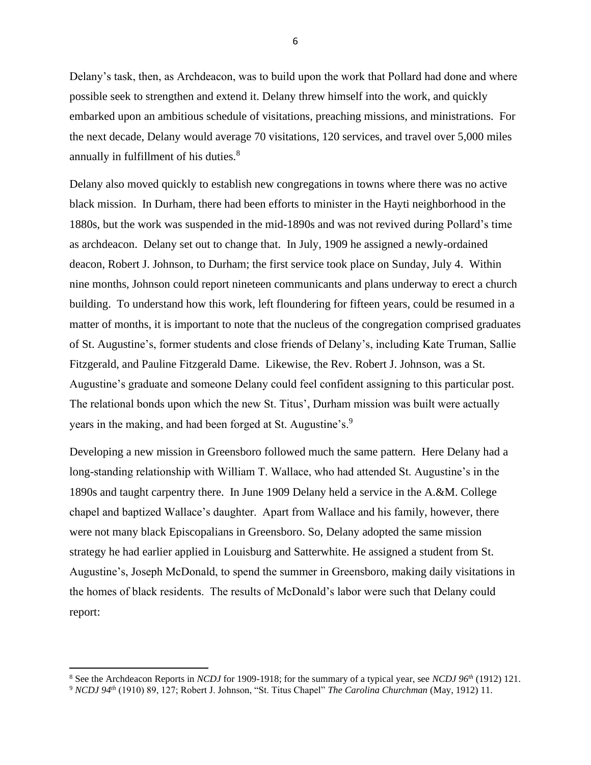Delany's task, then, as Archdeacon, was to build upon the work that Pollard had done and where possible seek to strengthen and extend it. Delany threw himself into the work, and quickly embarked upon an ambitious schedule of visitations, preaching missions, and ministrations. For the next decade, Delany would average 70 visitations, 120 services, and travel over 5,000 miles annually in fulfillment of his duties.[8]

Delany also moved quickly to establish new congregations in towns where there was no active black mission. In Durham, there had been efforts to minister in the Hayti neighborhood in the 1880s, but the work was suspended in the mid-1890s and was not revived during Pollard's time as archdeacon. Delany set out to change that. In July, 1909 he assigned a newly-ordained deacon, Robert J. Johnson, to Durham; the first service took place on Sunday, July 4. Within nine months, Johnson could report nineteen communicants and plans underway to erect a church building. To understand how this work, left floundering for fifteen years, could be resumed in a matter of months, it is important to note that the nucleus of the congregation comprised graduates of St. Augustine's, former students and close friends of Delany's, including Kate Truman, Sallie Fitzgerald, and Pauline Fitzgerald Dame. Likewise, the Rev. Robert J. Johnson, was a St. Augustine's graduate and someone Delany could feel confident assigning to this particular post. The relational bonds upon which the new St. Titus', Durham mission was built were actually years in the making, and had been forged at St. Augustine's.[9]

Developing a new mission in Greensboro followed much the same pattern. Here Delany had a long-standing relationship with William T. Wallace, who had attended St. Augustine's in the 1890s and taught carpentry there. In June 1909 Delany held a service in the A.&M. College chapel and baptized Wallace's daughter. Apart from Wallace and his family, however, there were not many black Episcopalians in Greensboro. So, Delany adopted the same mission strategy he had earlier applied in Louisburg and Satterwhite. He assigned a student from St. Augustine's, Joseph McDonald, to spend the summer in Greensboro, making daily visitations in the homes of black residents. The results of McDonald's labor were such that Delany could report:

---

[8] See the Archdeacon Reports in *NCDJ* for 1909-1918; for the summary of a typical year, see *NCDJ 96th* (1912) 121.

[9] *NCDJ 94th* (1910) 89, 127; Robert J. Johnson, "St. Titus Chapel" *The Carolina Churchman* (May, 1912) 11.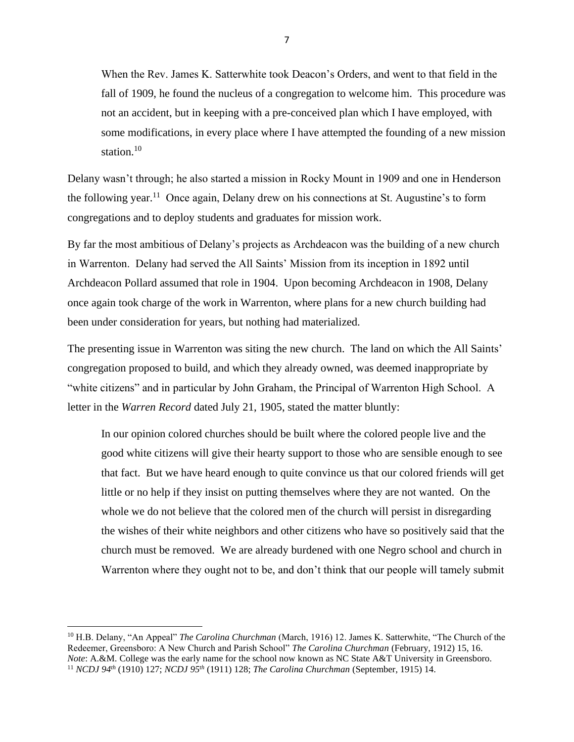> When the Rev. James K. Satterwhite took Deacon's Orders, and went to that field in the fall of 1909, he found the nucleus of a congregation to welcome him. This procedure was not an accident, but in keeping with a pre-conceived plan which I have employed, with some modifications, in every place where I have attempted the founding of a new mission station.[10]

Delany wasn't through; he also started a mission in Rocky Mount in 1909 and one in Henderson the following year.[11] Once again, Delany drew on his connections at St. Augustine's to form congregations and to deploy students and graduates for mission work.

By far the most ambitious of Delany's projects as Archdeacon was the building of a new church in Warrenton. Delany had served the All Saints' Mission from its inception in 1892 until Archdeacon Pollard assumed that role in 1904. Upon becoming Archdeacon in 1908, Delany once again took charge of the work in Warrenton, where plans for a new church building had been under consideration for years, but nothing had materialized.

The presenting issue in Warrenton was siting the new church. The land on which the All Saints' congregation proposed to build, and which they already owned, was deemed inappropriate by "white citizens" and in particular by John Graham, the Principal of Warrenton High School. A letter in the *Warren Record* dated July 21, 1905, stated the matter bluntly:

> In our opinion colored churches should be built where the colored people live and the good white citizens will give their hearty support to those who are sensible enough to see that fact. But we have heard enough to quite convince us that our colored friends will get little or no help if they insist on putting themselves where they are not wanted. On the whole we do not believe that the colored men of the church will persist in disregarding the wishes of their white neighbors and other citizens who have so positively said that the church must be removed. We are already burdened with one Negro school and church in Warrenton where they ought not to be, and don't think that our people will tamely submit

---

[10] H.B. Delany, "An Appeal" *The Carolina Churchman* (March, 1916) 12. James K. Satterwhite, "The Church of the Redeemer, Greensboro: A New Church and Parish School" *The Carolina Churchman* (February, 1912) 15, 16. *Note*: A.&M. College was the early name for the school now known as NC State A&T University in Greensboro.

[11] *NCDJ 94th* (1910) 127; *NCDJ 95th* (1911) 128; *The Carolina Churchman* (September, 1915) 14.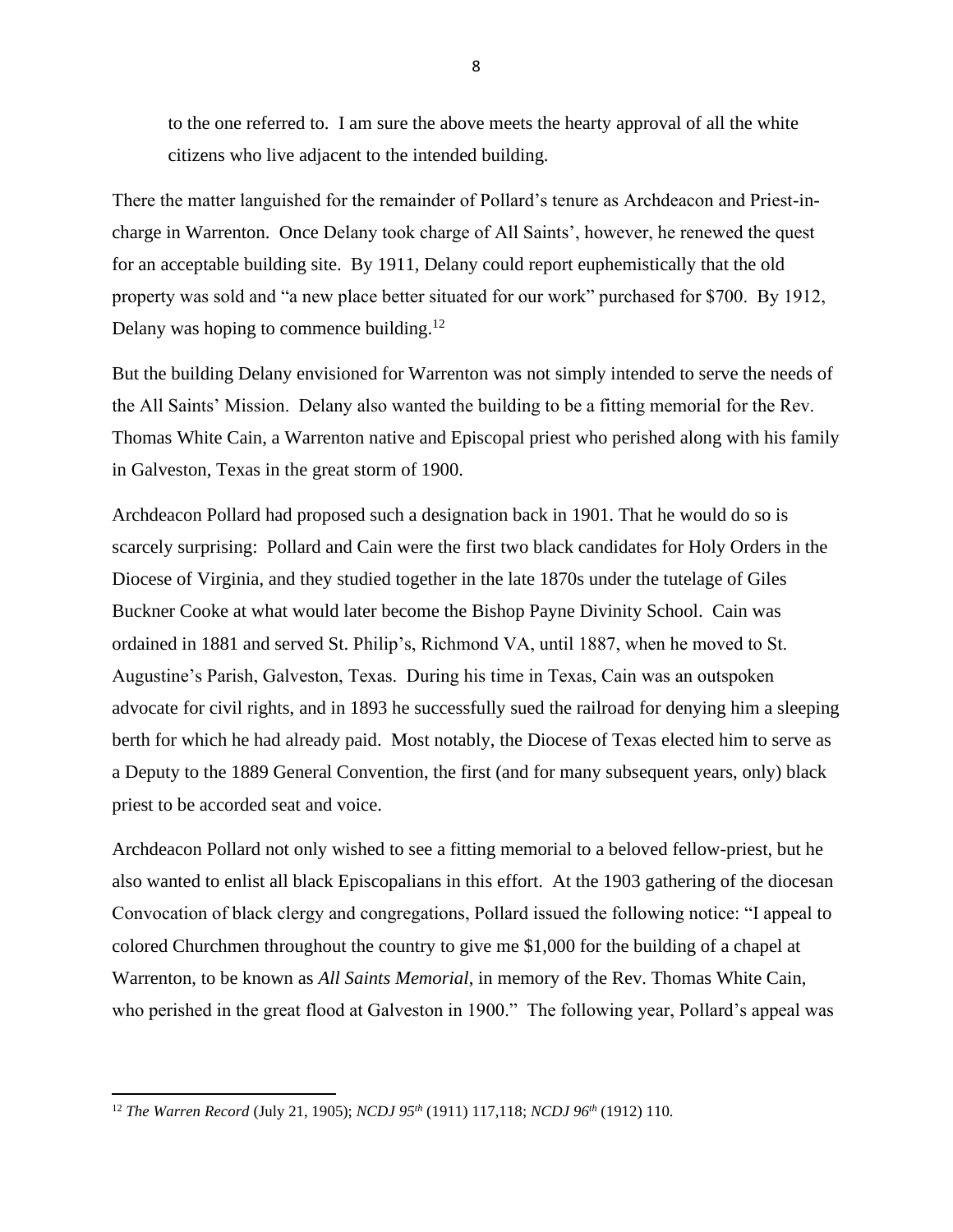> to the one referred to. I am sure the above meets the hearty approval of all the white citizens who live adjacent to the intended building.

There the matter languished for the remainder of Pollard's tenure as Archdeacon and Priest-in-charge in Warrenton. Once Delany took charge of All Saints', however, he renewed the quest for an acceptable building site. By 1911, Delany could report euphemistically that the old property was sold and "a new place better situated for our work" purchased for $700. By 1912, Delany was hoping to commence building.[12]

But the building Delany envisioned for Warrenton was not simply intended to serve the needs of the All Saints' Mission. Delany also wanted the building to be a fitting memorial for the Rev. Thomas White Cain, a Warrenton native and Episcopal priest who perished along with his family in Galveston, Texas in the great storm of 1900.

Archdeacon Pollard had proposed such a designation back in 1901. That he would do so is scarcely surprising: Pollard and Cain were the first two black candidates for Holy Orders in the Diocese of Virginia, and they studied together in the late 1870s under the tutelage of Giles Buckner Cooke at what would later become the Bishop Payne Divinity School. Cain was ordained in 1881 and served St. Philip's, Richmond VA, until 1887, when he moved to St. Augustine's Parish, Galveston, Texas. During his time in Texas, Cain was an outspoken advocate for civil rights, and in 1893 he successfully sued the railroad for denying him a sleeping berth for which he had already paid. Most notably, the Diocese of Texas elected him to serve as a Deputy to the 1889 General Convention, the first (and for many subsequent years, only) black priest to be accorded seat and voice.

Archdeacon Pollard not only wished to see a fitting memorial to a beloved fellow-priest, but he also wanted to enlist all black Episcopalians in this effort. At the 1903 gathering of the diocesan Convocation of black clergy and congregations, Pollard issued the following notice: "I appeal to colored Churchmen throughout the country to give me $1,000 for the building of a chapel at Warrenton, to be known as *All Saints Memorial*, in memory of the Rev. Thomas White Cain, who perished in the great flood at Galveston in 1900." The following year, Pollard's appeal was

---

[12] *The Warren Record* (July 21, 1905); *NCDJ 95th* (1911) 117,118; *NCDJ 96th* (1912) 110.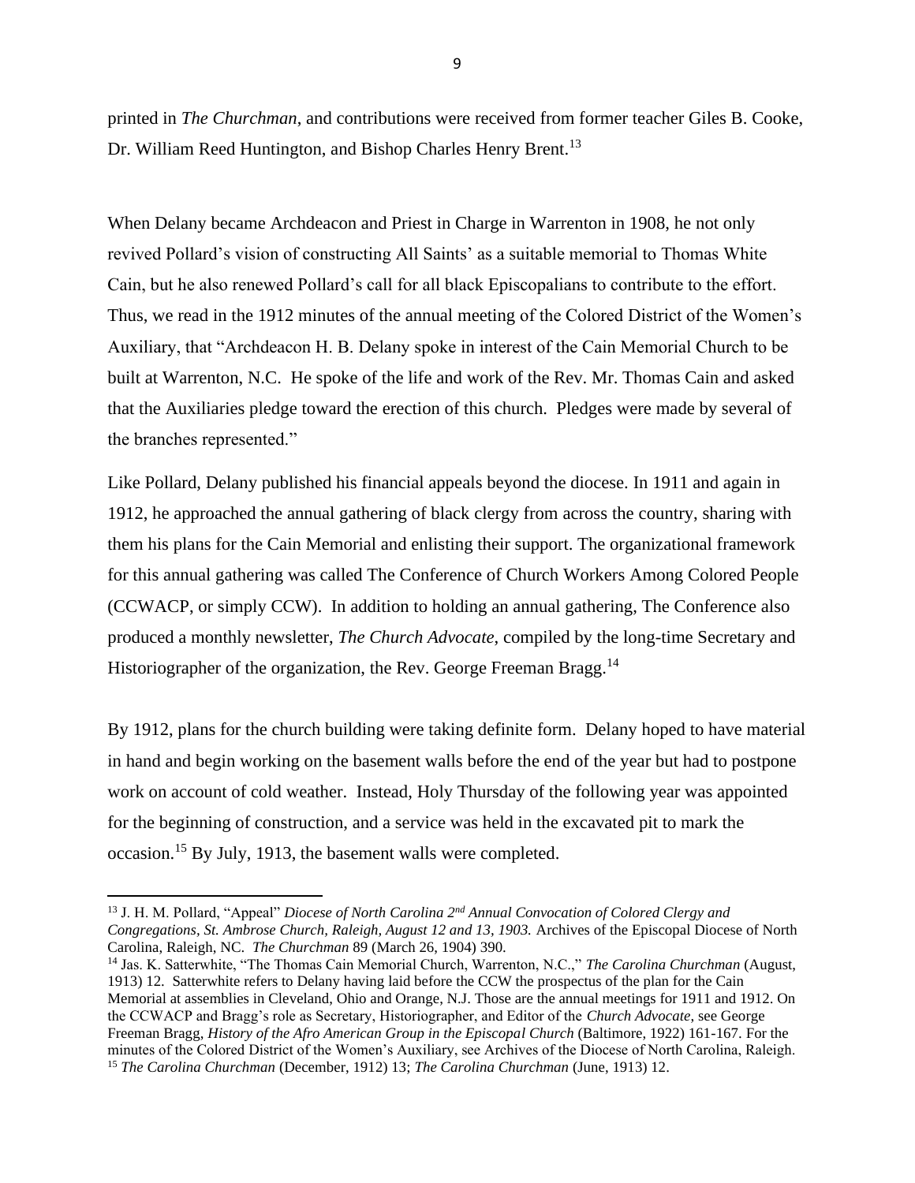printed in *The Churchman*, and contributions were received from former teacher Giles B. Cooke, Dr. William Reed Huntington, and Bishop Charles Henry Brent.[13]

When Delany became Archdeacon and Priest in Charge in Warrenton in 1908, he not only revived Pollard's vision of constructing All Saints' as a suitable memorial to Thomas White Cain, but he also renewed Pollard's call for all black Episcopalians to contribute to the effort. Thus, we read in the 1912 minutes of the annual meeting of the Colored District of the Women's Auxiliary, that "Archdeacon H. B. Delany spoke in interest of the Cain Memorial Church to be built at Warrenton, N.C. He spoke of the life and work of the Rev. Mr. Thomas Cain and asked that the Auxiliaries pledge toward the erection of this church. Pledges were made by several of the branches represented."

Like Pollard, Delany published his financial appeals beyond the diocese. In 1911 and again in 1912, he approached the annual gathering of black clergy from across the country, sharing with them his plans for the Cain Memorial and enlisting their support. The organizational framework for this annual gathering was called The Conference of Church Workers Among Colored People (CCWACP, or simply CCW). In addition to holding an annual gathering, The Conference also produced a monthly newsletter, *The Church Advocate*, compiled by the long-time Secretary and Historiographer of the organization, the Rev. George Freeman Bragg.[14]

By 1912, plans for the church building were taking definite form. Delany hoped to have material in hand and begin working on the basement walls before the end of the year but had to postpone work on account of cold weather. Instead, Holy Thursday of the following year was appointed for the beginning of construction, and a service was held in the excavated pit to mark the occasion.[15] By July, 1913, the basement walls were completed.

---

[13] J. H. M. Pollard, "Appeal" *Diocese of North Carolina 2nd Annual Convocation of Colored Clergy and Congregations, St. Ambrose Church, Raleigh, August 12 and 13, 1903.* Archives of the Episcopal Diocese of North Carolina, Raleigh, NC. *The Churchman* 89 (March 26, 1904) 390.

[14] Jas. K. Satterwhite, "The Thomas Cain Memorial Church, Warrenton, N.C.," *The Carolina Churchman* (August, 1913) 12. Satterwhite refers to Delany having laid before the CCW the prospectus of the plan for the Cain Memorial at assemblies in Cleveland, Ohio and Orange, N.J. Those are the annual meetings for 1911 and 1912. On the CCWACP and Bragg's role as Secretary, Historiographer, and Editor of the *Church Advocate*, see George Freeman Bragg, *History of the Afro American Group in the Episcopal Church* (Baltimore, 1922) 161-167. For the minutes of the Colored District of the Women's Auxiliary, see Archives of the Diocese of North Carolina, Raleigh.

[15] *The Carolina Churchman* (December, 1912) 13; *The Carolina Churchman* (June, 1913) 12.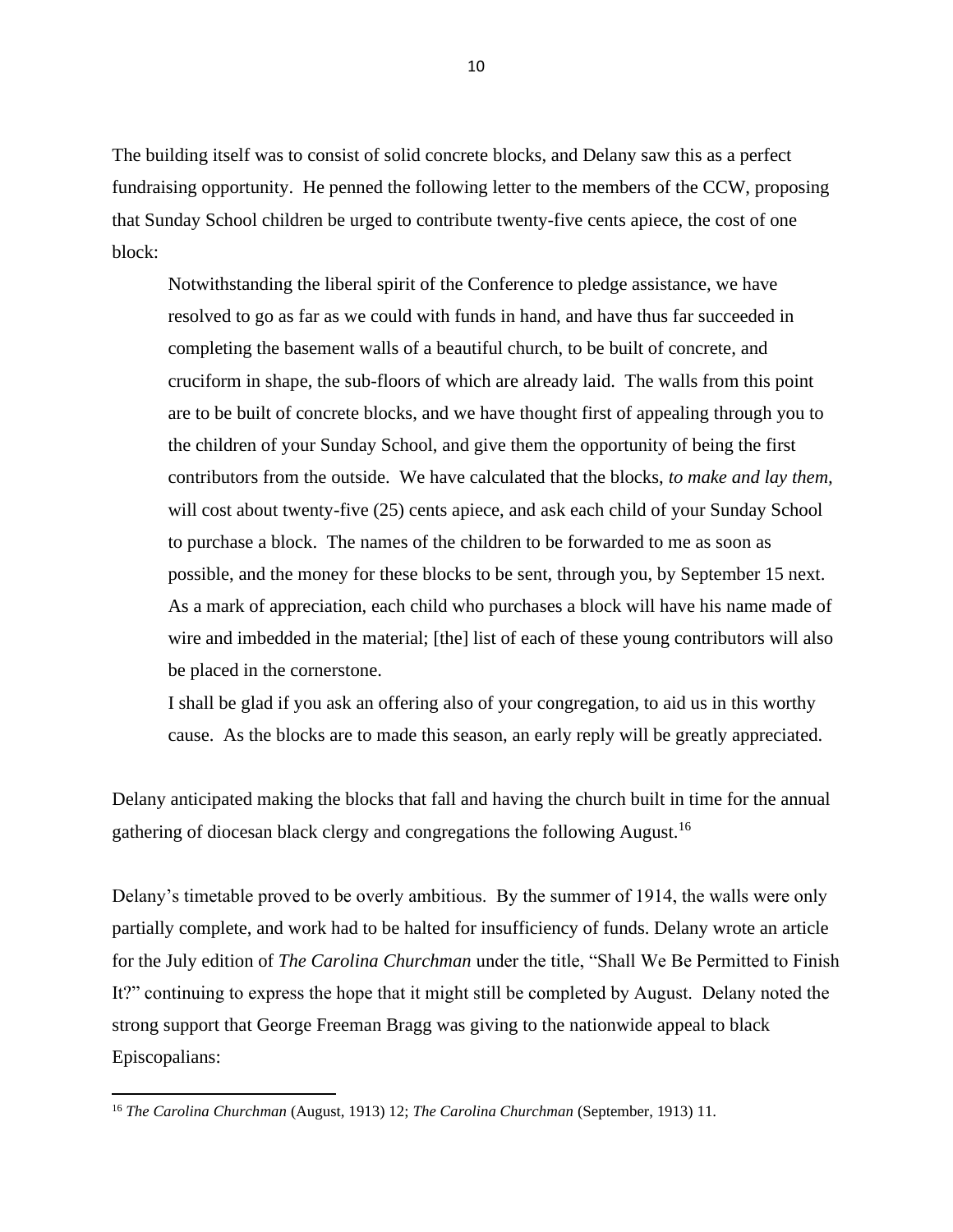The building itself was to consist of solid concrete blocks, and Delany saw this as a perfect fundraising opportunity. He penned the following letter to the members of the CCW, proposing that Sunday School children be urged to contribute twenty-five cents apiece, the cost of one block:

> Notwithstanding the liberal spirit of the Conference to pledge assistance, we have resolved to go as far as we could with funds in hand, and have thus far succeeded in completing the basement walls of a beautiful church, to be built of concrete, and cruciform in shape, the sub-floors of which are already laid. The walls from this point are to be built of concrete blocks, and we have thought first of appealing through you to the children of your Sunday School, and give them the opportunity of being the first contributors from the outside. We have calculated that the blocks, *to make and lay them,* will cost about twenty-five (25) cents apiece, and ask each child of your Sunday School to purchase a block. The names of the children to be forwarded to me as soon as possible, and the money for these blocks to be sent, through you, by September 15 next. As a mark of appreciation, each child who purchases a block will have his name made of wire and imbedded in the material; [the] list of each of these young contributors will also be placed in the cornerstone.
>
> I shall be glad if you ask an offering also of your congregation, to aid us in this worthy cause. As the blocks are to made this season, an early reply will be greatly appreciated.

Delany anticipated making the blocks that fall and having the church built in time for the annual gathering of diocesan black clergy and congregations the following August.[16]

Delany's timetable proved to be overly ambitious. By the summer of 1914, the walls were only partially complete, and work had to be halted for insufficiency of funds. Delany wrote an article for the July edition of *The Carolina Churchman* under the title, "Shall We Be Permitted to Finish It?" continuing to express the hope that it might still be completed by August. Delany noted the strong support that George Freeman Bragg was giving to the nationwide appeal to black Episcopalians:

---

[16] *The Carolina Churchman* (August, 1913) 12; *The Carolina Churchman* (September, 1913) 11.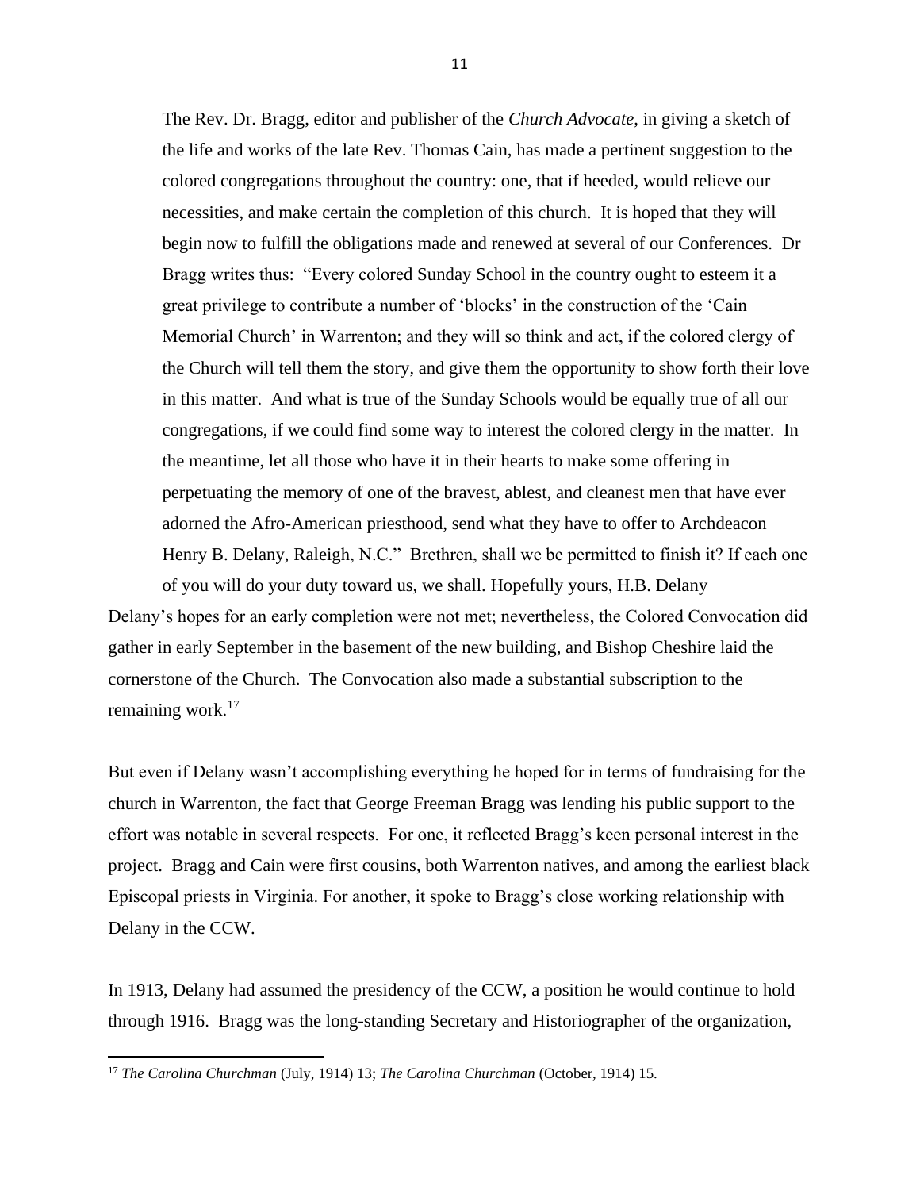> The Rev. Dr. Bragg, editor and publisher of the *Church Advocate*, in giving a sketch of the life and works of the late Rev. Thomas Cain, has made a pertinent suggestion to the colored congregations throughout the country: one, that if heeded, would relieve our necessities, and make certain the completion of this church. It is hoped that they will begin now to fulfill the obligations made and renewed at several of our Conferences. Dr Bragg writes thus: "Every colored Sunday School in the country ought to esteem it a great privilege to contribute a number of 'blocks' in the construction of the 'Cain Memorial Church' in Warrenton; and they will so think and act, if the colored clergy of the Church will tell them the story, and give them the opportunity to show forth their love in this matter. And what is true of the Sunday Schools would be equally true of all our congregations, if we could find some way to interest the colored clergy in the matter. In the meantime, let all those who have it in their hearts to make some offering in perpetuating the memory of one of the bravest, ablest, and cleanest men that have ever adorned the Afro-American priesthood, send what they have to offer to Archdeacon Henry B. Delany, Raleigh, N.C." Brethren, shall we be permitted to finish it? If each one of you will do your duty toward us, we shall. Hopefully yours, H.B. Delany

Delany's hopes for an early completion were not met; nevertheless, the Colored Convocation did gather in early September in the basement of the new building, and Bishop Cheshire laid the cornerstone of the Church. The Convocation also made a substantial subscription to the remaining work.[17]

But even if Delany wasn't accomplishing everything he hoped for in terms of fundraising for the church in Warrenton, the fact that George Freeman Bragg was lending his public support to the effort was notable in several respects. For one, it reflected Bragg's keen personal interest in the project. Bragg and Cain were first cousins, both Warrenton natives, and among the earliest black Episcopal priests in Virginia. For another, it spoke to Bragg's close working relationship with Delany in the CCW.

In 1913, Delany had assumed the presidency of the CCW, a position he would continue to hold through 1916. Bragg was the long-standing Secretary and Historiographer of the organization,

---

[17] *The Carolina Churchman* (July, 1914) 13; *The Carolina Churchman* (October, 1914) 15.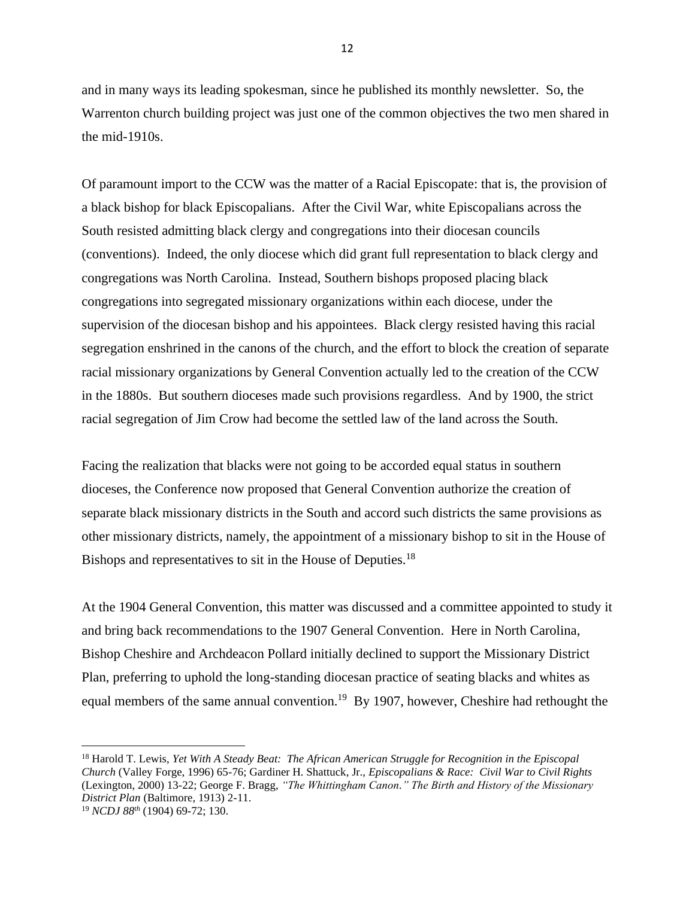and in many ways its leading spokesman, since he published its monthly newsletter. So, the Warrenton church building project was just one of the common objectives the two men shared in the mid-1910s.

Of paramount import to the CCW was the matter of a Racial Episcopate: that is, the provision of a black bishop for black Episcopalians. After the Civil War, white Episcopalians across the South resisted admitting black clergy and congregations into their diocesan councils (conventions). Indeed, the only diocese which did grant full representation to black clergy and congregations was North Carolina. Instead, Southern bishops proposed placing black congregations into segregated missionary organizations within each diocese, under the supervision of the diocesan bishop and his appointees. Black clergy resisted having this racial segregation enshrined in the canons of the church, and the effort to block the creation of separate racial missionary organizations by General Convention actually led to the creation of the CCW in the 1880s. But southern dioceses made such provisions regardless. And by 1900, the strict racial segregation of Jim Crow had become the settled law of the land across the South.

Facing the realization that blacks were not going to be accorded equal status in southern dioceses, the Conference now proposed that General Convention authorize the creation of separate black missionary districts in the South and accord such districts the same provisions as other missionary districts, namely, the appointment of a missionary bishop to sit in the House of Bishops and representatives to sit in the House of Deputies.[18]

At the 1904 General Convention, this matter was discussed and a committee appointed to study it and bring back recommendations to the 1907 General Convention. Here in North Carolina, Bishop Cheshire and Archdeacon Pollard initially declined to support the Missionary District Plan, preferring to uphold the long-standing diocesan practice of seating blacks and whites as equal members of the same annual convention.[19] By 1907, however, Cheshire had rethought the

---

[18] Harold T. Lewis, *Yet With A Steady Beat: The African American Struggle for Recognition in the Episcopal Church* (Valley Forge, 1996) 65-76; Gardiner H. Shattuck, Jr., *Episcopalians & Race: Civil War to Civil Rights* (Lexington, 2000) 13-22; George F. Bragg, *"The Whittingham Canon." The Birth and History of the Missionary District Plan* (Baltimore, 1913) 2-11.

[19] *NCDJ 88th* (1904) 69-72; 130.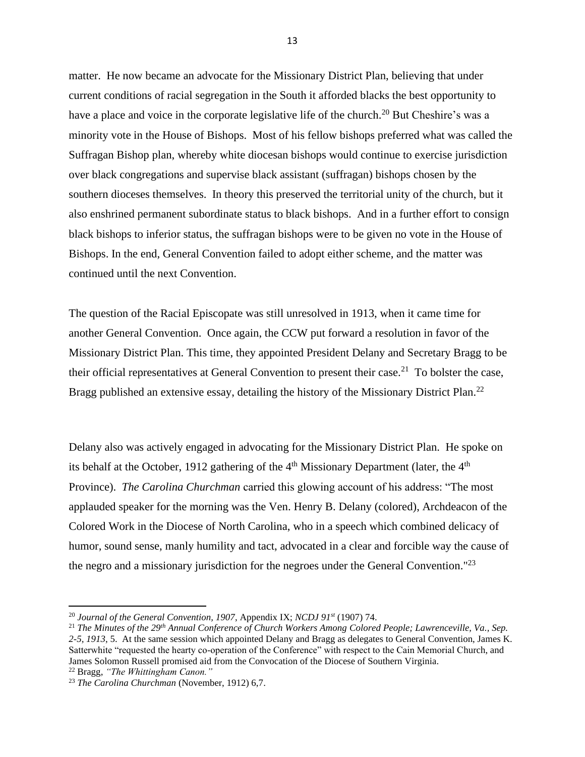matter. He now became an advocate for the Missionary District Plan, believing that under current conditions of racial segregation in the South it afforded blacks the best opportunity to have a place and voice in the corporate legislative life of the church.[20] But Cheshire's was a minority vote in the House of Bishops. Most of his fellow bishops preferred what was called the Suffragan Bishop plan, whereby white diocesan bishops would continue to exercise jurisdiction over black congregations and supervise black assistant (suffragan) bishops chosen by the southern dioceses themselves. In theory this preserved the territorial unity of the church, but it also enshrined permanent subordinate status to black bishops. And in a further effort to consign black bishops to inferior status, the suffragan bishops were to be given no vote in the House of Bishops. In the end, General Convention failed to adopt either scheme, and the matter was continued until the next Convention.

The question of the Racial Episcopate was still unresolved in 1913, when it came time for another General Convention. Once again, the CCW put forward a resolution in favor of the Missionary District Plan. This time, they appointed President Delany and Secretary Bragg to be their official representatives at General Convention to present their case.[21] To bolster the case, Bragg published an extensive essay, detailing the history of the Missionary District Plan.[22]

Delany also was actively engaged in advocating for the Missionary District Plan. He spoke on its behalf at the October, 1912 gathering of the 4th Missionary Department (later, the 4th Province). *The Carolina Churchman* carried this glowing account of his address: "The most applauded speaker for the morning was the Ven. Henry B. Delany (colored), Archdeacon of the Colored Work in the Diocese of North Carolina, who in a speech which combined delicacy of humor, sound sense, manly humility and tact, advocated in a clear and forcible way the cause of the negro and a missionary jurisdiction for the negroes under the General Convention."[23]

---

[20] *Journal of the General Convention, 1907*, Appendix IX; *NCDJ 91st* (1907) 74.

[21] *The Minutes of the 29th Annual Conference of Church Workers Among Colored People; Lawrenceville, Va., Sep. 2-5, 1913*, 5. At the same session which appointed Delany and Bragg as delegates to General Convention, James K. Satterwhite "requested the hearty co-operation of the Conference" with respect to the Cain Memorial Church, and James Solomon Russell promised aid from the Convocation of the Diocese of Southern Virginia.

[22] Bragg, *"The Whittingham Canon."*

[23] *The Carolina Churchman* (November, 1912) 6,7.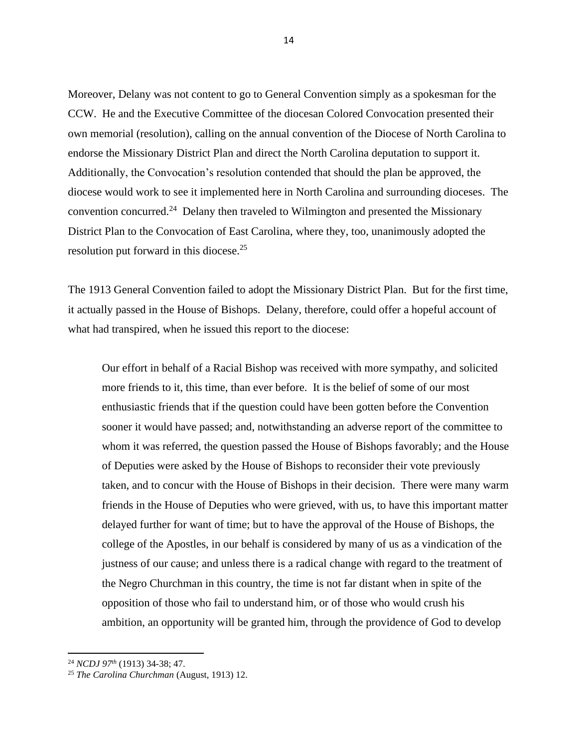Moreover, Delany was not content to go to General Convention simply as a spokesman for the CCW. He and the Executive Committee of the diocesan Colored Convocation presented their own memorial (resolution), calling on the annual convention of the Diocese of North Carolina to endorse the Missionary District Plan and direct the North Carolina deputation to support it. Additionally, the Convocation's resolution contended that should the plan be approved, the diocese would work to see it implemented here in North Carolina and surrounding dioceses. The convention concurred.[24] Delany then traveled to Wilmington and presented the Missionary District Plan to the Convocation of East Carolina, where they, too, unanimously adopted the resolution put forward in this diocese.[25]

The 1913 General Convention failed to adopt the Missionary District Plan. But for the first time, it actually passed in the House of Bishops. Delany, therefore, could offer a hopeful account of what had transpired, when he issued this report to the diocese:

> Our effort in behalf of a Racial Bishop was received with more sympathy, and solicited more friends to it, this time, than ever before. It is the belief of some of our most enthusiastic friends that if the question could have been gotten before the Convention sooner it would have passed; and, notwithstanding an adverse report of the committee to whom it was referred, the question passed the House of Bishops favorably; and the House of Deputies were asked by the House of Bishops to reconsider their vote previously taken, and to concur with the House of Bishops in their decision. There were many warm friends in the House of Deputies who were grieved, with us, to have this important matter delayed further for want of time; but to have the approval of the House of Bishops, the college of the Apostles, in our behalf is considered by many of us as a vindication of the justness of our cause; and unless there is a radical change with regard to the treatment of the Negro Churchman in this country, the time is not far distant when in spite of the opposition of those who fail to understand him, or of those who would crush his ambition, an opportunity will be granted him, through the providence of God to develop

---

[24] *NCDJ 97th* (1913) 34-38; 47.

[25] *The Carolina Churchman* (August, 1913) 12.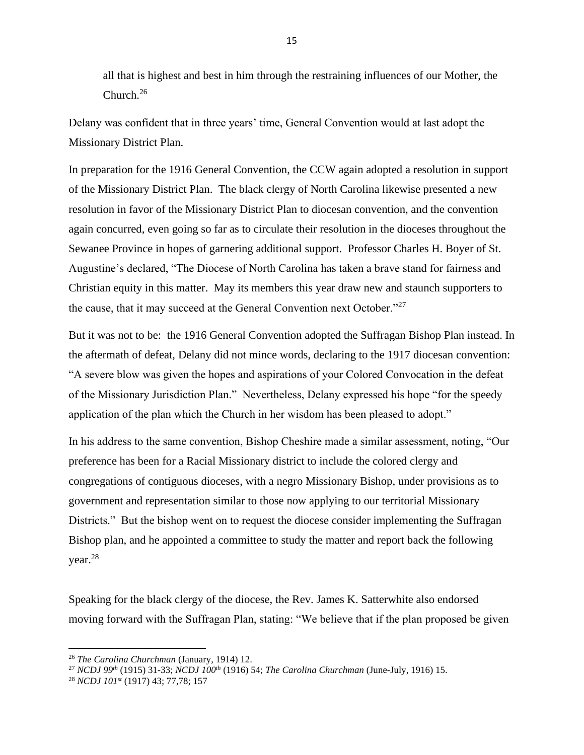all that is highest and best in him through the restraining influences of our Mother, the Church.[26]

Delany was confident that in three years' time, General Convention would at last adopt the Missionary District Plan.

In preparation for the 1916 General Convention, the CCW again adopted a resolution in support of the Missionary District Plan. The black clergy of North Carolina likewise presented a new resolution in favor of the Missionary District Plan to diocesan convention, and the convention again concurred, even going so far as to circulate their resolution in the dioceses throughout the Sewanee Province in hopes of garnering additional support. Professor Charles H. Boyer of St. Augustine's declared, "The Diocese of North Carolina has taken a brave stand for fairness and Christian equity in this matter. May its members this year draw new and staunch supporters to the cause, that it may succeed at the General Convention next October."[27]

But it was not to be: the 1916 General Convention adopted the Suffragan Bishop Plan instead. In the aftermath of defeat, Delany did not mince words, declaring to the 1917 diocesan convention: "A severe blow was given the hopes and aspirations of your Colored Convocation in the defeat of the Missionary Jurisdiction Plan." Nevertheless, Delany expressed his hope "for the speedy application of the plan which the Church in her wisdom has been pleased to adopt."

In his address to the same convention, Bishop Cheshire made a similar assessment, noting, "Our preference has been for a Racial Missionary district to include the colored clergy and congregations of contiguous dioceses, with a negro Missionary Bishop, under provisions as to government and representation similar to those now applying to our territorial Missionary Districts." But the bishop went on to request the diocese consider implementing the Suffragan Bishop plan, and he appointed a committee to study the matter and report back the following year.[28]

Speaking for the black clergy of the diocese, the Rev. James K. Satterwhite also endorsed moving forward with the Suffragan Plan, stating: "We believe that if the plan proposed be given

---

[26] *The Carolina Churchman* (January, 1914) 12.

[27] *NCDJ 99th* (1915) 31-33; *NCDJ 100th* (1916) 54; *The Carolina Churchman* (June-July, 1916) 15.

[28] *NCDJ 101st* (1917) 43; 77,78; 157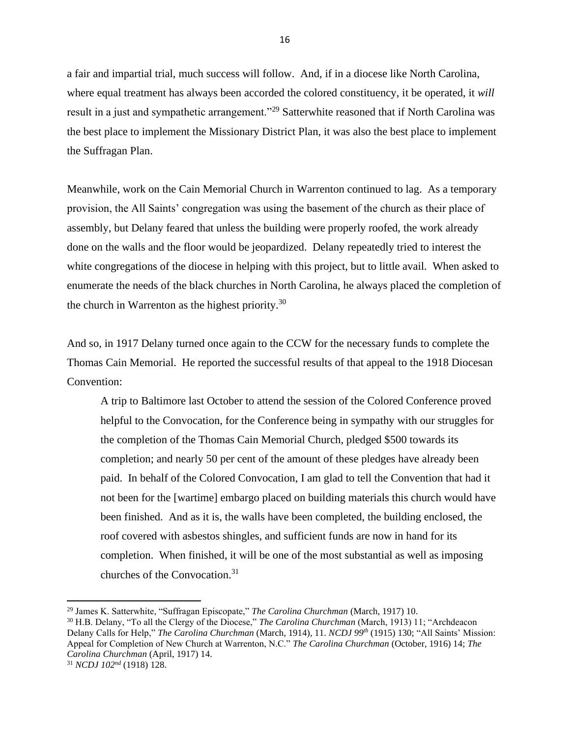a fair and impartial trial, much success will follow. And, if in a diocese like North Carolina, where equal treatment has always been accorded the colored constituency, it be operated, it *will* result in a just and sympathetic arrangement."[29] Satterwhite reasoned that if North Carolina was the best place to implement the Missionary District Plan, it was also the best place to implement the Suffragan Plan.

Meanwhile, work on the Cain Memorial Church in Warrenton continued to lag. As a temporary provision, the All Saints' congregation was using the basement of the church as their place of assembly, but Delany feared that unless the building were properly roofed, the work already done on the walls and the floor would be jeopardized. Delany repeatedly tried to interest the white congregations of the diocese in helping with this project, but to little avail. When asked to enumerate the needs of the black churches in North Carolina, he always placed the completion of the church in Warrenton as the highest priority.[30]

And so, in 1917 Delany turned once again to the CCW for the necessary funds to complete the Thomas Cain Memorial. He reported the successful results of that appeal to the 1918 Diocesan Convention:

> A trip to Baltimore last October to attend the session of the Colored Conference proved helpful to the Convocation, for the Conference being in sympathy with our struggles for the completion of the Thomas Cain Memorial Church, pledged $500 towards its completion; and nearly 50 per cent of the amount of these pledges have already been paid. In behalf of the Colored Convocation, I am glad to tell the Convention that had it not been for the [wartime] embargo placed on building materials this church would have been finished. And as it is, the walls have been completed, the building enclosed, the roof covered with asbestos shingles, and sufficient funds are now in hand for its completion. When finished, it will be one of the most substantial as well as imposing churches of the Convocation.[31]

---

[29] James K. Satterwhite, "Suffragan Episcopate," *The Carolina Churchman* (March, 1917) 10.

[30] H.B. Delany, "To all the Clergy of the Diocese," *The Carolina Churchman* (March, 1913) 11; "Archdeacon Delany Calls for Help," *The Carolina Churchman* (March, 1914), 11. *NCDJ 99th* (1915) 130; "All Saints' Mission: Appeal for Completion of New Church at Warrenton, N.C." *The Carolina Churchman* (October, 1916) 14; *The Carolina Churchman* (April, 1917) 14.

[31] *NCDJ 102nd* (1918) 128.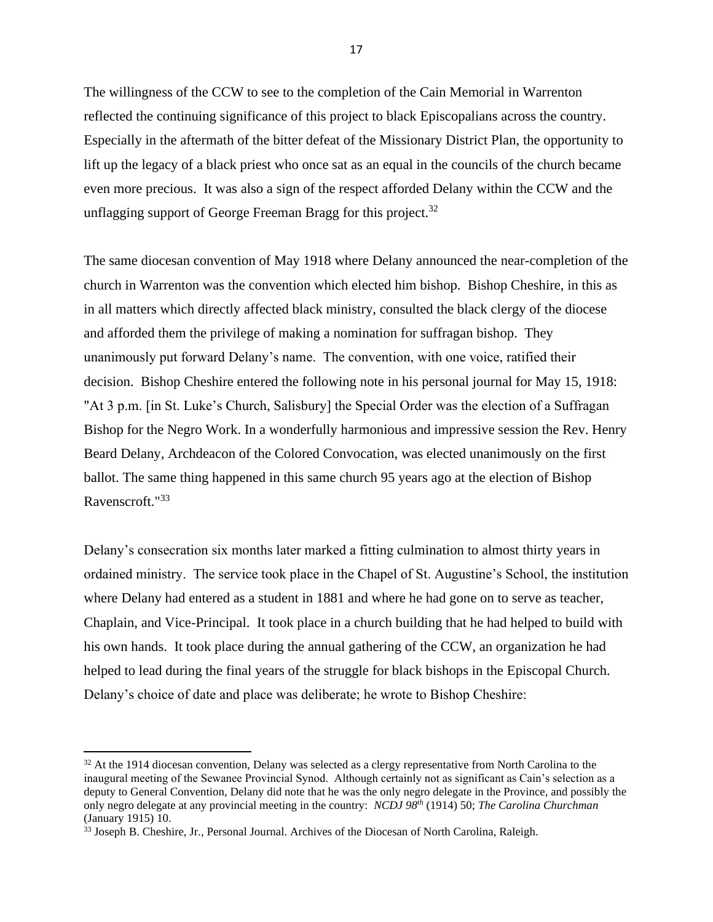The willingness of the CCW to see to the completion of the Cain Memorial in Warrenton reflected the continuing significance of this project to black Episcopalians across the country. Especially in the aftermath of the bitter defeat of the Missionary District Plan, the opportunity to lift up the legacy of a black priest who once sat as an equal in the councils of the church became even more precious. It was also a sign of the respect afforded Delany within the CCW and the unflagging support of George Freeman Bragg for this project.[32]

The same diocesan convention of May 1918 where Delany announced the near-completion of the church in Warrenton was the convention which elected him bishop. Bishop Cheshire, in this as in all matters which directly affected black ministry, consulted the black clergy of the diocese and afforded them the privilege of making a nomination for suffragan bishop. They unanimously put forward Delany's name. The convention, with one voice, ratified their decision. Bishop Cheshire entered the following note in his personal journal for May 15, 1918: "At 3 p.m. [in St. Luke's Church, Salisbury] the Special Order was the election of a Suffragan Bishop for the Negro Work. In a wonderfully harmonious and impressive session the Rev. Henry Beard Delany, Archdeacon of the Colored Convocation, was elected unanimously on the first ballot. The same thing happened in this same church 95 years ago at the election of Bishop Ravenscroft."[33]

Delany's consecration six months later marked a fitting culmination to almost thirty years in ordained ministry. The service took place in the Chapel of St. Augustine's School, the institution where Delany had entered as a student in 1881 and where he had gone on to serve as teacher, Chaplain, and Vice-Principal. It took place in a church building that he had helped to build with his own hands. It took place during the annual gathering of the CCW, an organization he had helped to lead during the final years of the struggle for black bishops in the Episcopal Church. Delany's choice of date and place was deliberate; he wrote to Bishop Cheshire:

---

[32] At the 1914 diocesan convention, Delany was selected as a clergy representative from North Carolina to the inaugural meeting of the Sewanee Provincial Synod. Although certainly not as significant as Cain's selection as a deputy to General Convention, Delany did note that he was the only negro delegate in the Province, and possibly the only negro delegate at any provincial meeting in the country: *NCDJ 98th* (1914) 50; *The Carolina Churchman* (January 1915) 10.

[33] Joseph B. Cheshire, Jr., Personal Journal. Archives of the Diocesan of North Carolina, Raleigh.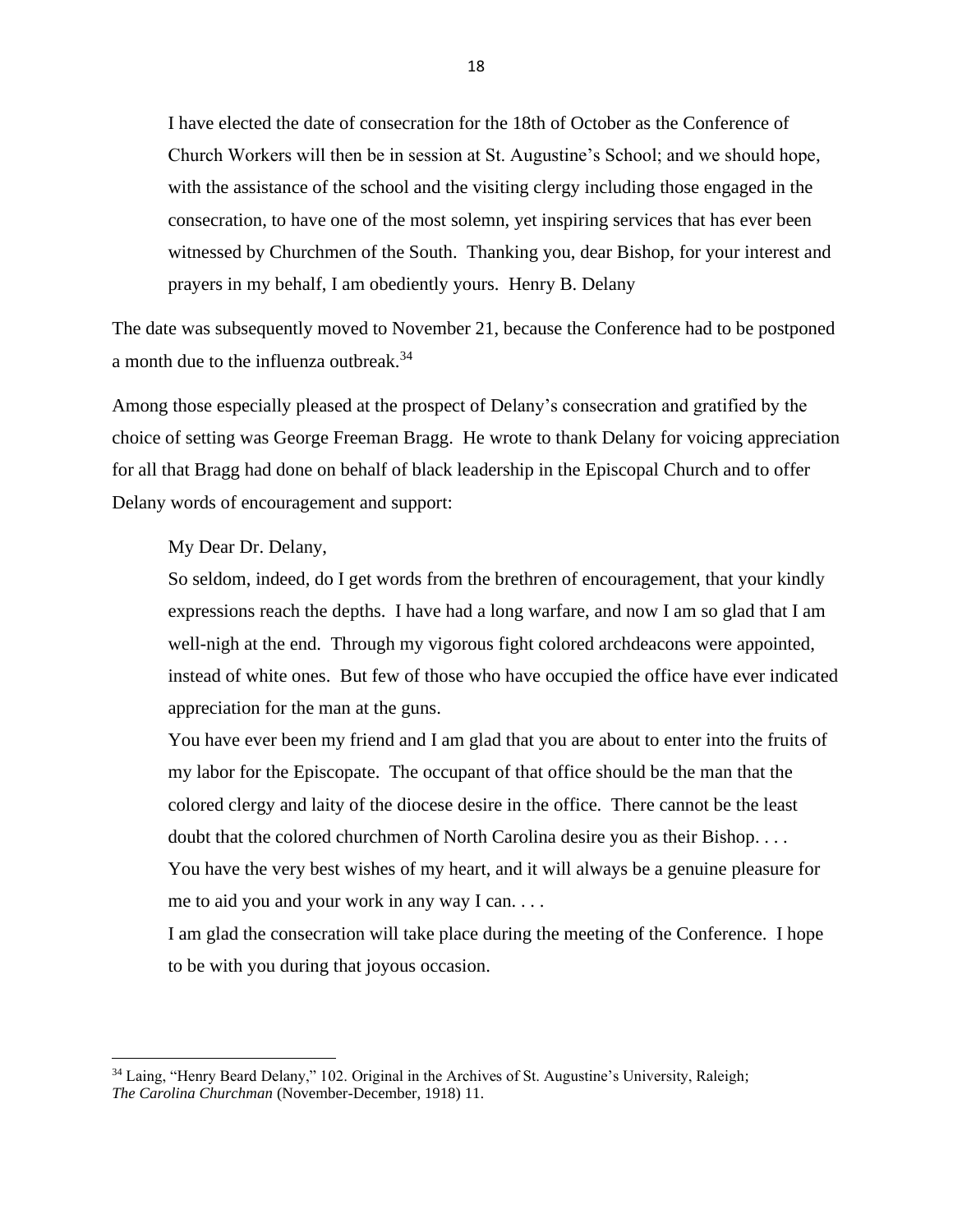> I have elected the date of consecration for the 18th of October as the Conference of Church Workers will then be in session at St. Augustine's School; and we should hope, with the assistance of the school and the visiting clergy including those engaged in the consecration, to have one of the most solemn, yet inspiring services that has ever been witnessed by Churchmen of the South. Thanking you, dear Bishop, for your interest and prayers in my behalf, I am obediently yours. Henry B. Delany

The date was subsequently moved to November 21, because the Conference had to be postponed a month due to the influenza outbreak.[34]

Among those especially pleased at the prospect of Delany's consecration and gratified by the choice of setting was George Freeman Bragg. He wrote to thank Delany for voicing appreciation for all that Bragg had done on behalf of black leadership in the Episcopal Church and to offer Delany words of encouragement and support:

> My Dear Dr. Delany,
>
> So seldom, indeed, do I get words from the brethren of encouragement, that your kindly expressions reach the depths. I have had a long warfare, and now I am so glad that I am well-nigh at the end. Through my vigorous fight colored archdeacons were appointed, instead of white ones. But few of those who have occupied the office have ever indicated appreciation for the man at the guns.
>
> You have ever been my friend and I am glad that you are about to enter into the fruits of my labor for the Episcopate. The occupant of that office should be the man that the colored clergy and laity of the diocese desire in the office. There cannot be the least doubt that the colored churchmen of North Carolina desire you as their Bishop. . . .
>
> You have the very best wishes of my heart, and it will always be a genuine pleasure for me to aid you and your work in any way I can. . . .
>
> I am glad the consecration will take place during the meeting of the Conference. I hope to be with you during that joyous occasion.

---

[34] Laing, "Henry Beard Delany," 102. Original in the Archives of St. Augustine's University, Raleigh; *The Carolina Churchman* (November-December, 1918) 11.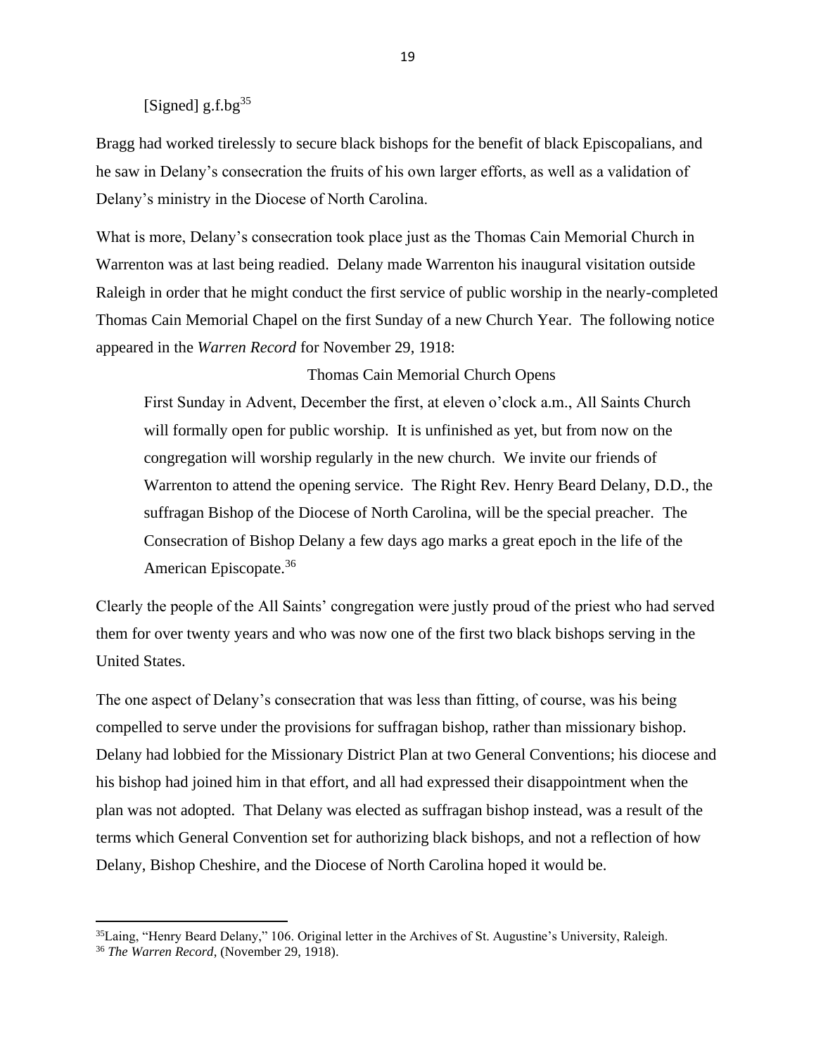[Signed] g.f.bg[35]

Bragg had worked tirelessly to secure black bishops for the benefit of black Episcopalians, and he saw in Delany's consecration the fruits of his own larger efforts, as well as a validation of Delany's ministry in the Diocese of North Carolina.

What is more, Delany's consecration took place just as the Thomas Cain Memorial Church in Warrenton was at last being readied. Delany made Warrenton his inaugural visitation outside Raleigh in order that he might conduct the first service of public worship in the nearly-completed Thomas Cain Memorial Chapel on the first Sunday of a new Church Year. The following notice appeared in the *Warren Record* for November 29, 1918:

> Thomas Cain Memorial Church Opens
>
> First Sunday in Advent, December the first, at eleven o'clock a.m., All Saints Church will formally open for public worship. It is unfinished as yet, but from now on the congregation will worship regularly in the new church. We invite our friends of Warrenton to attend the opening service. The Right Rev. Henry Beard Delany, D.D., the suffragan Bishop of the Diocese of North Carolina, will be the special preacher. The Consecration of Bishop Delany a few days ago marks a great epoch in the life of the American Episcopate.[36]

Clearly the people of the All Saints' congregation were justly proud of the priest who had served them for over twenty years and who was now one of the first two black bishops serving in the United States.

The one aspect of Delany's consecration that was less than fitting, of course, was his being compelled to serve under the provisions for suffragan bishop, rather than missionary bishop. Delany had lobbied for the Missionary District Plan at two General Conventions; his diocese and his bishop had joined him in that effort, and all had expressed their disappointment when the plan was not adopted. That Delany was elected as suffragan bishop instead, was a result of the terms which General Convention set for authorizing black bishops, and not a reflection of how Delany, Bishop Cheshire, and the Diocese of North Carolina hoped it would be.

---

[35] Laing, "Henry Beard Delany," 106. Original letter in the Archives of St. Augustine's University, Raleigh.

[36] *The Warren Record*, (November 29, 1918).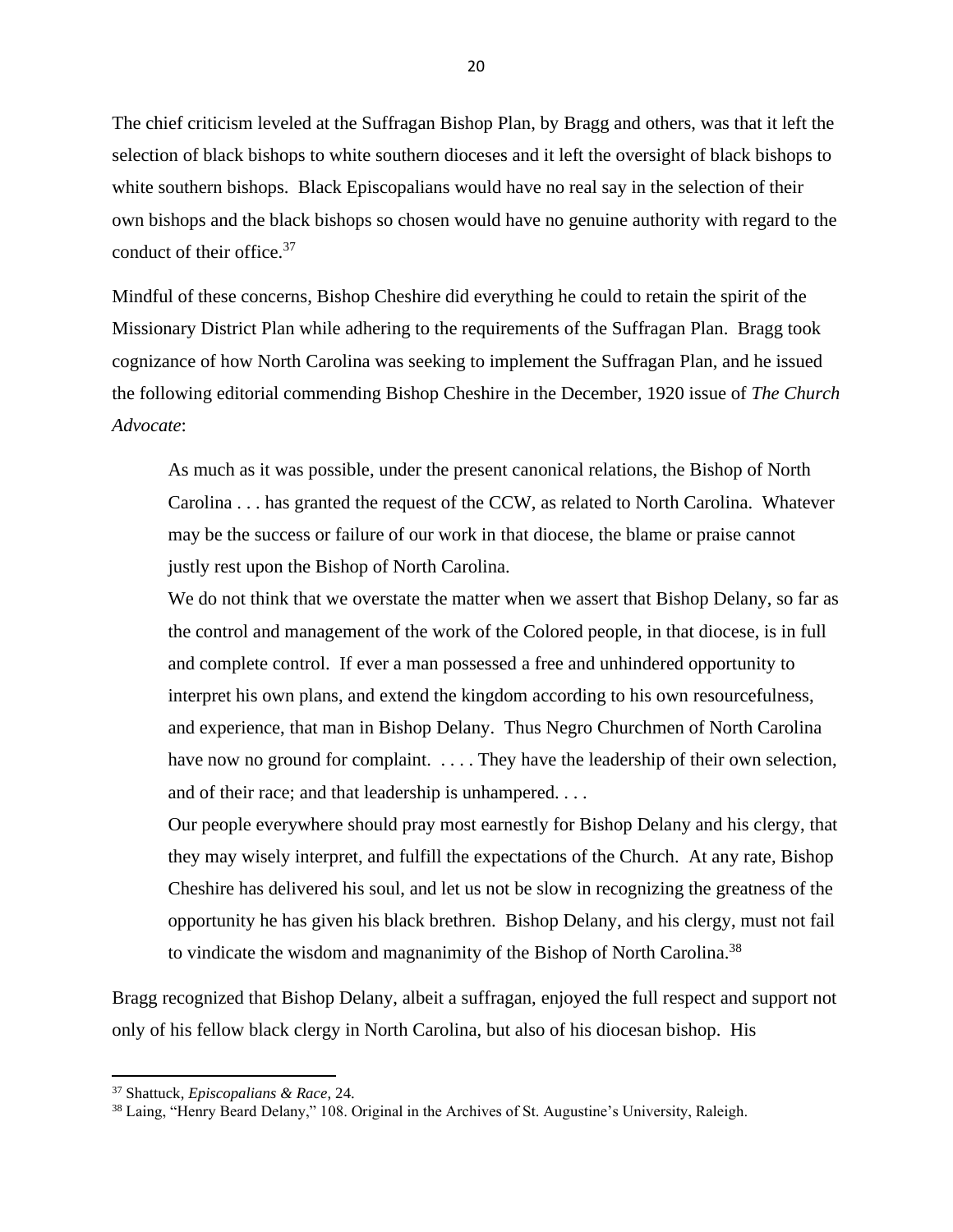The chief criticism leveled at the Suffragan Bishop Plan, by Bragg and others, was that it left the selection of black bishops to white southern dioceses and it left the oversight of black bishops to white southern bishops. Black Episcopalians would have no real say in the selection of their own bishops and the black bishops so chosen would have no genuine authority with regard to the conduct of their office.[37]

Mindful of these concerns, Bishop Cheshire did everything he could to retain the spirit of the Missionary District Plan while adhering to the requirements of the Suffragan Plan. Bragg took cognizance of how North Carolina was seeking to implement the Suffragan Plan, and he issued the following editorial commending Bishop Cheshire in the December, 1920 issue of *The Church Advocate*:

> As much as it was possible, under the present canonical relations, the Bishop of North Carolina . . . has granted the request of the CCW, as related to North Carolina. Whatever may be the success or failure of our work in that diocese, the blame or praise cannot justly rest upon the Bishop of North Carolina.
>
> We do not think that we overstate the matter when we assert that Bishop Delany, so far as the control and management of the work of the Colored people, in that diocese, is in full and complete control. If ever a man possessed a free and unhindered opportunity to interpret his own plans, and extend the kingdom according to his own resourcefulness, and experience, that man in Bishop Delany. Thus Negro Churchmen of North Carolina have now no ground for complaint. . . . . They have the leadership of their own selection, and of their race; and that leadership is unhampered. . . .
>
> Our people everywhere should pray most earnestly for Bishop Delany and his clergy, that they may wisely interpret, and fulfill the expectations of the Church. At any rate, Bishop Cheshire has delivered his soul, and let us not be slow in recognizing the greatness of the opportunity he has given his black brethren. Bishop Delany, and his clergy, must not fail to vindicate the wisdom and magnanimity of the Bishop of North Carolina.[38]

Bragg recognized that Bishop Delany, albeit a suffragan, enjoyed the full respect and support not only of his fellow black clergy in North Carolina, but also of his diocesan bishop. His

---

[37] Shattuck, *Episcopalians & Race*, 24.

[38] Laing, "Henry Beard Delany," 108. Original in the Archives of St. Augustine's University, Raleigh.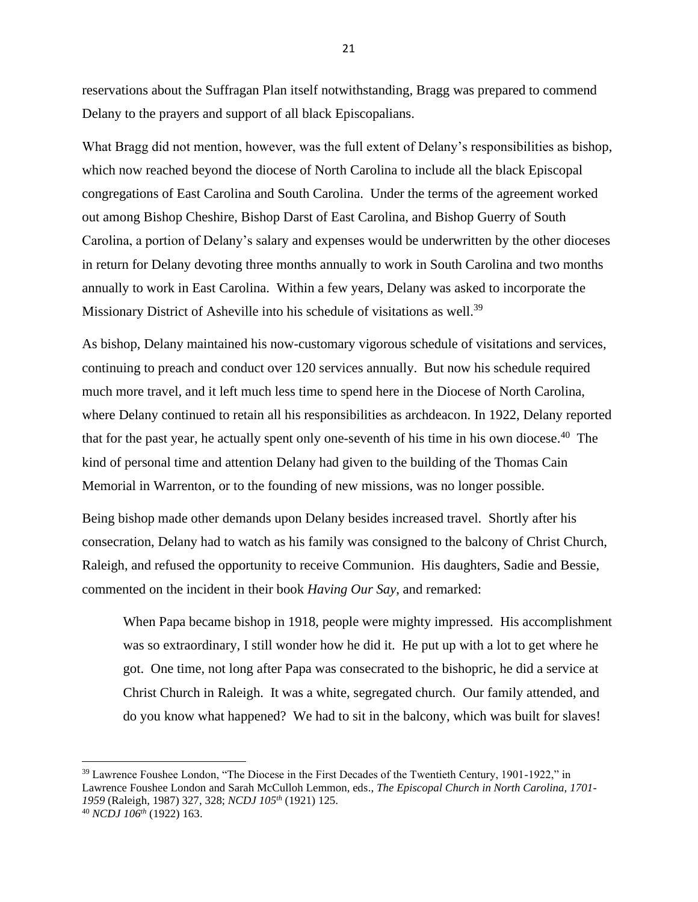reservations about the Suffragan Plan itself notwithstanding, Bragg was prepared to commend Delany to the prayers and support of all black Episcopalians.

What Bragg did not mention, however, was the full extent of Delany's responsibilities as bishop, which now reached beyond the diocese of North Carolina to include all the black Episcopal congregations of East Carolina and South Carolina. Under the terms of the agreement worked out among Bishop Cheshire, Bishop Darst of East Carolina, and Bishop Guerry of South Carolina, a portion of Delany's salary and expenses would be underwritten by the other dioceses in return for Delany devoting three months annually to work in South Carolina and two months annually to work in East Carolina. Within a few years, Delany was asked to incorporate the Missionary District of Asheville into his schedule of visitations as well.[39]

As bishop, Delany maintained his now-customary vigorous schedule of visitations and services, continuing to preach and conduct over 120 services annually. But now his schedule required much more travel, and it left much less time to spend here in the Diocese of North Carolina, where Delany continued to retain all his responsibilities as archdeacon. In 1922, Delany reported that for the past year, he actually spent only one-seventh of his time in his own diocese.[40] The kind of personal time and attention Delany had given to the building of the Thomas Cain Memorial in Warrenton, or to the founding of new missions, was no longer possible.

Being bishop made other demands upon Delany besides increased travel. Shortly after his consecration, Delany had to watch as his family was consigned to the balcony of Christ Church, Raleigh, and refused the opportunity to receive Communion. His daughters, Sadie and Bessie, commented on the incident in their book *Having Our Say*, and remarked:

> When Papa became bishop in 1918, people were mighty impressed. His accomplishment was so extraordinary, I still wonder how he did it. He put up with a lot to get where he got. One time, not long after Papa was consecrated to the bishopric, he did a service at Christ Church in Raleigh. It was a white, segregated church. Our family attended, and do you know what happened? We had to sit in the balcony, which was built for slaves!

---

[39] Lawrence Foushee London, "The Diocese in the First Decades of the Twentieth Century, 1901-1922," in Lawrence Foushee London and Sarah McCulloh Lemmon, eds., *The Episcopal Church in North Carolina, 1701-1959* (Raleigh, 1987) 327, 328; *NCDJ 105th* (1921) 125.

[40] *NCDJ 106th* (1922) 163.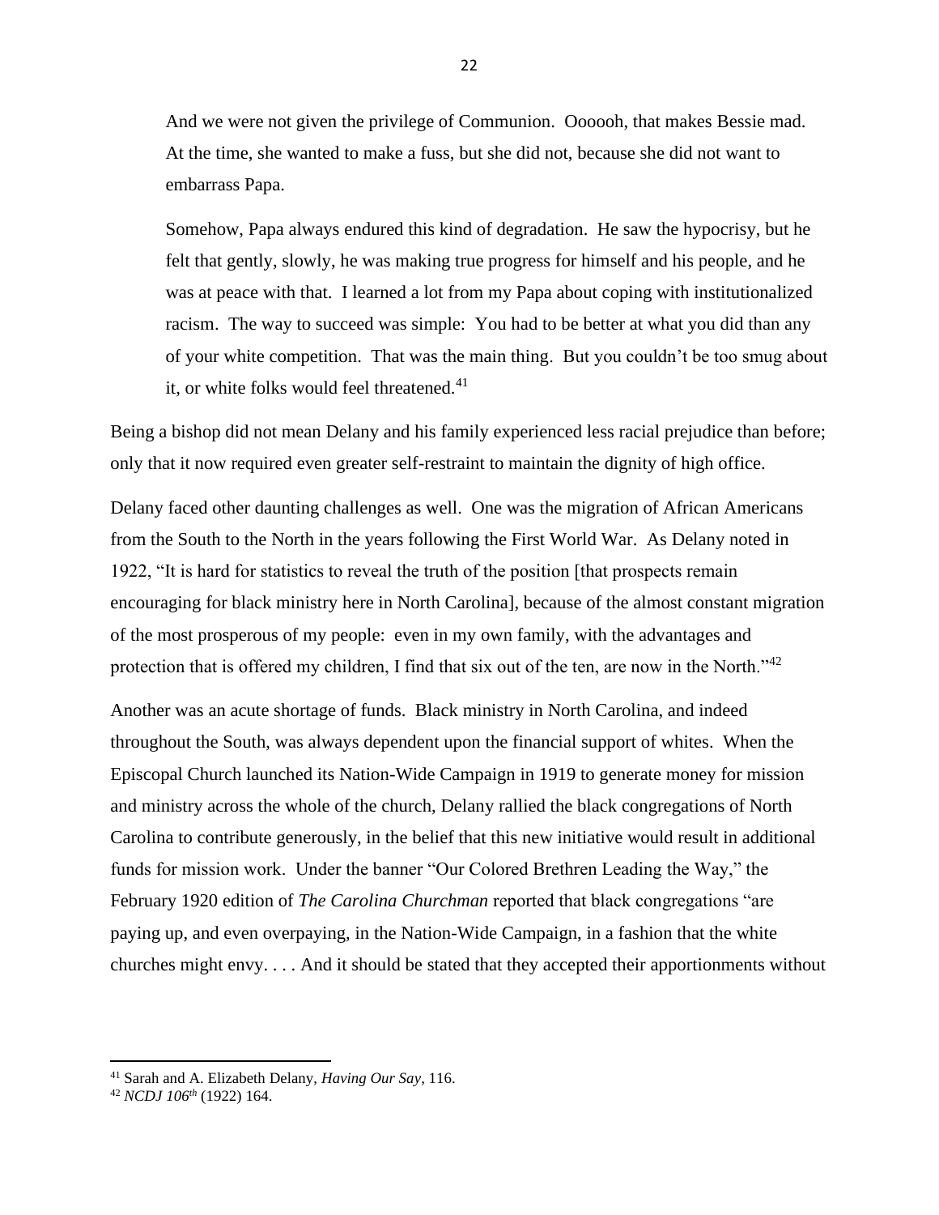> And we were not given the privilege of Communion. Oooooh, that makes Bessie mad. At the time, she wanted to make a fuss, but she did not, because she did not want to embarrass Papa.
>
> Somehow, Papa always endured this kind of degradation. He saw the hypocrisy, but he felt that gently, slowly, he was making true progress for himself and his people, and he was at peace with that. I learned a lot from my Papa about coping with institutionalized racism. The way to succeed was simple: You had to be better at what you did than any of your white competition. That was the main thing. But you couldn't be too smug about it, or white folks would feel threatened.[41]

Being a bishop did not mean Delany and his family experienced less racial prejudice than before; only that it now required even greater self-restraint to maintain the dignity of high office.

Delany faced other daunting challenges as well. One was the migration of African Americans from the South to the North in the years following the First World War. As Delany noted in 1922, "It is hard for statistics to reveal the truth of the position [that prospects remain encouraging for black ministry here in North Carolina], because of the almost constant migration of the most prosperous of my people: even in my own family, with the advantages and protection that is offered my children, I find that six out of the ten, are now in the North."[42]

Another was an acute shortage of funds. Black ministry in North Carolina, and indeed throughout the South, was always dependent upon the financial support of whites. When the Episcopal Church launched its Nation-Wide Campaign in 1919 to generate money for mission and ministry across the whole of the church, Delany rallied the black congregations of North Carolina to contribute generously, in the belief that this new initiative would result in additional funds for mission work. Under the banner "Our Colored Brethren Leading the Way," the February 1920 edition of *The Carolina Churchman* reported that black congregations "are paying up, and even overpaying, in the Nation-Wide Campaign, in a fashion that the white churches might envy. . . . And it should be stated that they accepted their apportionments without

---

[41] Sarah and A. Elizabeth Delany, *Having Our Say*, 116.

[42] *NCDJ 106th* (1922) 164.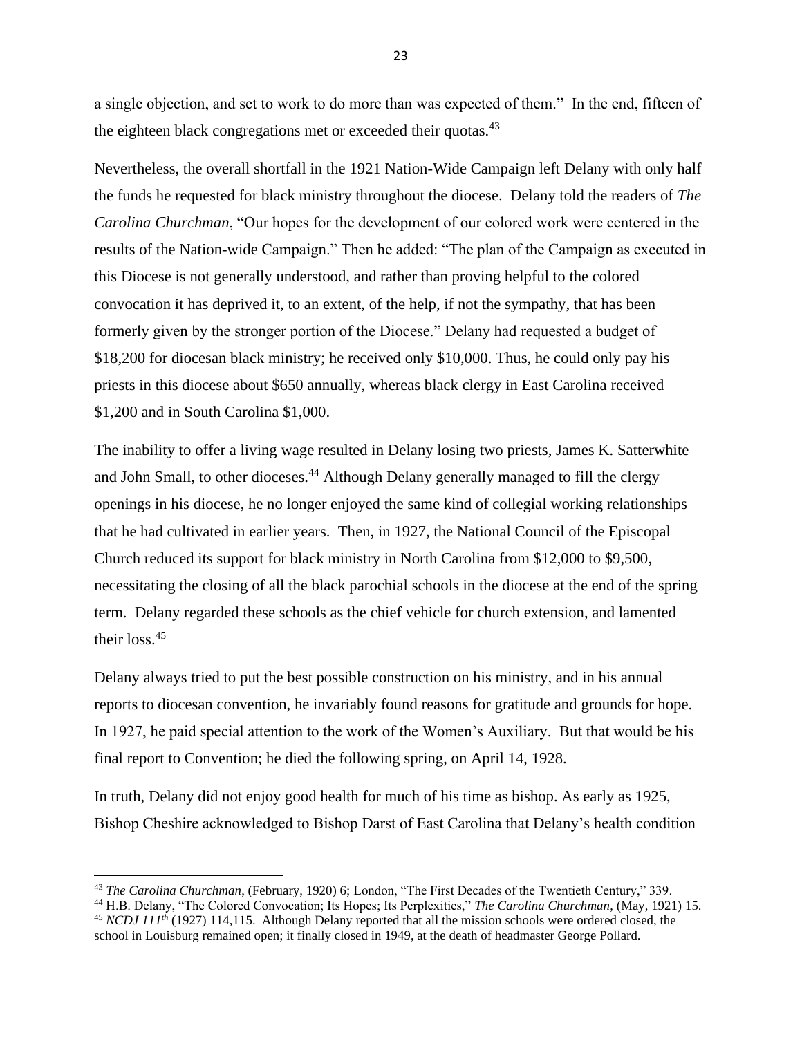a single objection, and set to work to do more than was expected of them." In the end, fifteen of the eighteen black congregations met or exceeded their quotas.[43]

Nevertheless, the overall shortfall in the 1921 Nation-Wide Campaign left Delany with only half the funds he requested for black ministry throughout the diocese. Delany told the readers of *The Carolina Churchman*, "Our hopes for the development of our colored work were centered in the results of the Nation-wide Campaign." Then he added: "The plan of the Campaign as executed in this Diocese is not generally understood, and rather than proving helpful to the colored convocation it has deprived it, to an extent, of the help, if not the sympathy, that has been formerly given by the stronger portion of the Diocese." Delany had requested a budget of $18,200 for diocesan black ministry; he received only $10,000. Thus, he could only pay his priests in this diocese about $650 annually, whereas black clergy in East Carolina received $1,200 and in South Carolina $1,000.

The inability to offer a living wage resulted in Delany losing two priests, James K. Satterwhite and John Small, to other dioceses.[44] Although Delany generally managed to fill the clergy openings in his diocese, he no longer enjoyed the same kind of collegial working relationships that he had cultivated in earlier years. Then, in 1927, the National Council of the Episcopal Church reduced its support for black ministry in North Carolina from $12,000 to $9,500, necessitating the closing of all the black parochial schools in the diocese at the end of the spring term. Delany regarded these schools as the chief vehicle for church extension, and lamented their loss.[45]

Delany always tried to put the best possible construction on his ministry, and in his annual reports to diocesan convention, he invariably found reasons for gratitude and grounds for hope. In 1927, he paid special attention to the work of the Women's Auxiliary. But that would be his final report to Convention; he died the following spring, on April 14, 1928.

In truth, Delany did not enjoy good health for much of his time as bishop. As early as 1925, Bishop Cheshire acknowledged to Bishop Darst of East Carolina that Delany's health condition

---

[43] *The Carolina Churchman*, (February, 1920) 6; London, "The First Decades of the Twentieth Century," 339.

[44] H.B. Delany, "The Colored Convocation; Its Hopes; Its Perplexities," *The Carolina Churchman*, (May, 1921) 15.

[45] *NCDJ 111th* (1927) 114,115. Although Delany reported that all the mission schools were ordered closed, the school in Louisburg remained open; it finally closed in 1949, at the death of headmaster George Pollard.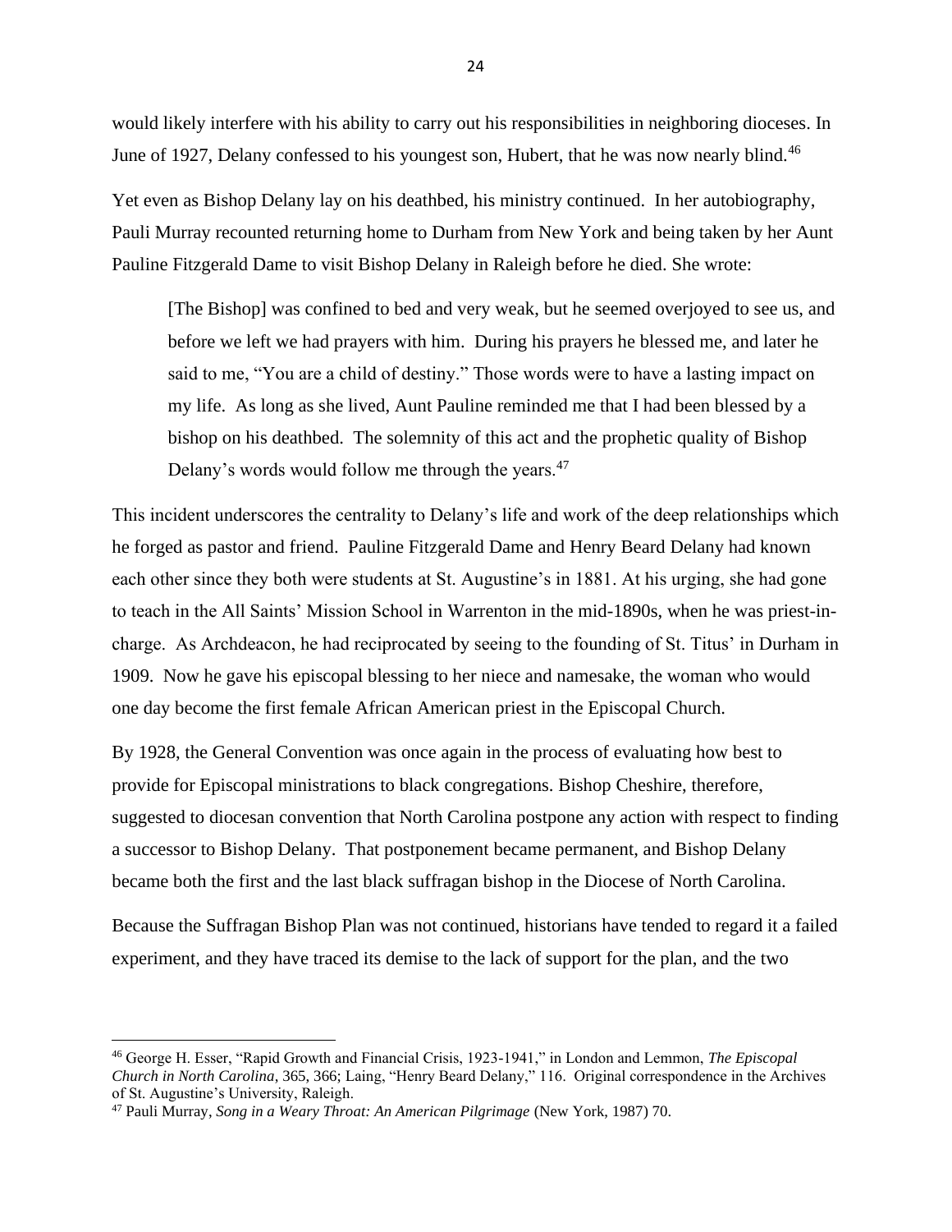would likely interfere with his ability to carry out his responsibilities in neighboring dioceses. In June of 1927, Delany confessed to his youngest son, Hubert, that he was now nearly blind.[46]

Yet even as Bishop Delany lay on his deathbed, his ministry continued. In her autobiography, Pauli Murray recounted returning home to Durham from New York and being taken by her Aunt Pauline Fitzgerald Dame to visit Bishop Delany in Raleigh before he died. She wrote:

> [The Bishop] was confined to bed and very weak, but he seemed overjoyed to see us, and before we left we had prayers with him. During his prayers he blessed me, and later he said to me, "You are a child of destiny." Those words were to have a lasting impact on my life. As long as she lived, Aunt Pauline reminded me that I had been blessed by a bishop on his deathbed. The solemnity of this act and the prophetic quality of Bishop Delany's words would follow me through the years.[47]

This incident underscores the centrality to Delany's life and work of the deep relationships which he forged as pastor and friend. Pauline Fitzgerald Dame and Henry Beard Delany had known each other since they both were students at St. Augustine's in 1881. At his urging, she had gone to teach in the All Saints' Mission School in Warrenton in the mid-1890s, when he was priest-in-charge. As Archdeacon, he had reciprocated by seeing to the founding of St. Titus' in Durham in 1909. Now he gave his episcopal blessing to her niece and namesake, the woman who would one day become the first female African American priest in the Episcopal Church.

By 1928, the General Convention was once again in the process of evaluating how best to provide for Episcopal ministrations to black congregations. Bishop Cheshire, therefore, suggested to diocesan convention that North Carolina postpone any action with respect to finding a successor to Bishop Delany. That postponement became permanent, and Bishop Delany became both the first and the last black suffragan bishop in the Diocese of North Carolina.

Because the Suffragan Bishop Plan was not continued, historians have tended to regard it a failed experiment, and they have traced its demise to the lack of support for the plan, and the two

---

[46] George H. Esser, "Rapid Growth and Financial Crisis, 1923-1941," in London and Lemmon, *The Episcopal Church in North Carolina*, 365, 366; Laing, "Henry Beard Delany," 116. Original correspondence in the Archives of St. Augustine's University, Raleigh.

[47] Pauli Murray, *Song in a Weary Throat: An American Pilgrimage* (New York, 1987) 70.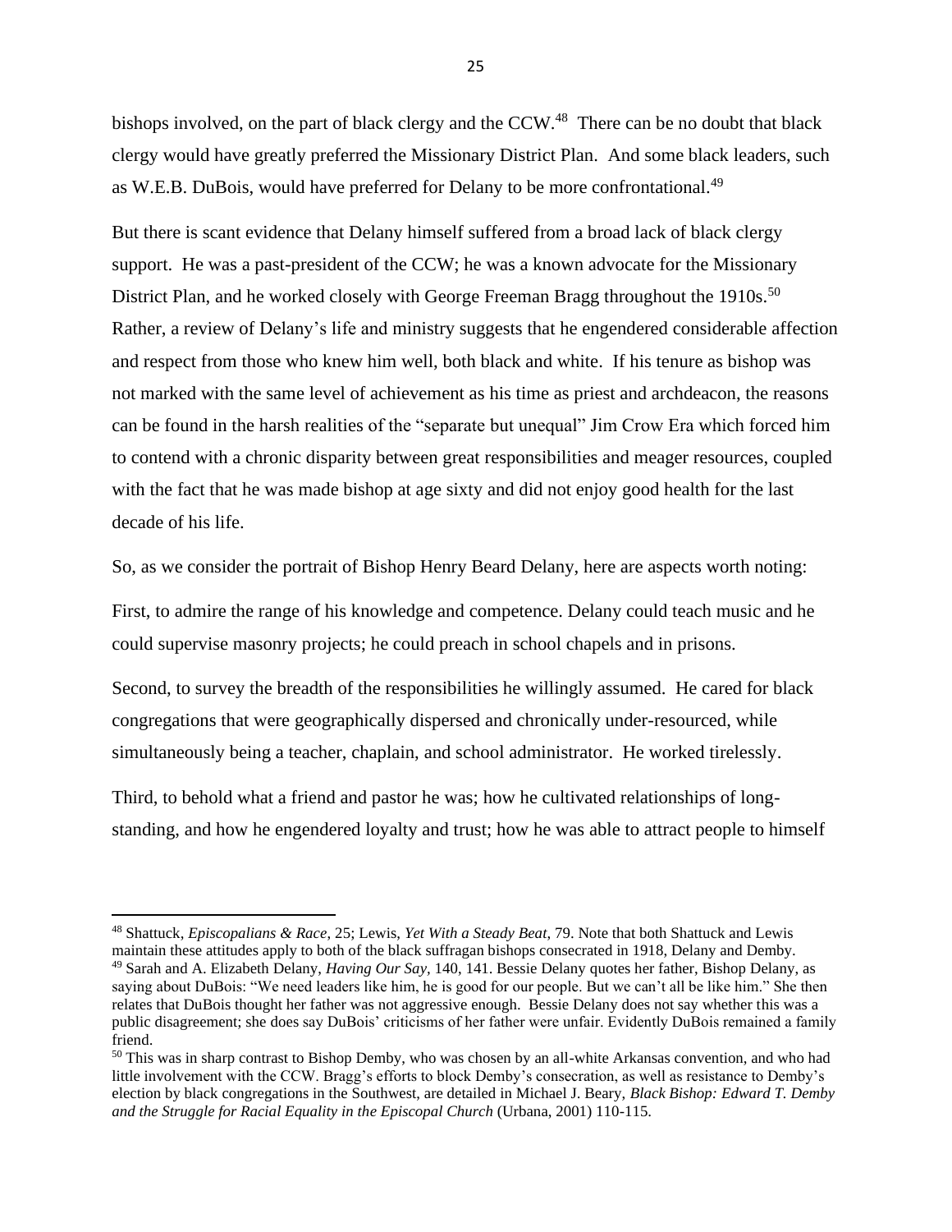bishops involved, on the part of black clergy and the CCW.[48] There can be no doubt that black clergy would have greatly preferred the Missionary District Plan. And some black leaders, such as W.E.B. DuBois, would have preferred for Delany to be more confrontational.[49]

But there is scant evidence that Delany himself suffered from a broad lack of black clergy support. He was a past-president of the CCW; he was a known advocate for the Missionary District Plan, and he worked closely with George Freeman Bragg throughout the 1910s.[50] Rather, a review of Delany's life and ministry suggests that he engendered considerable affection and respect from those who knew him well, both black and white. If his tenure as bishop was not marked with the same level of achievement as his time as priest and archdeacon, the reasons can be found in the harsh realities of the "separate but unequal" Jim Crow Era which forced him to contend with a chronic disparity between great responsibilities and meager resources, coupled with the fact that he was made bishop at age sixty and did not enjoy good health for the last decade of his life.

So, as we consider the portrait of Bishop Henry Beard Delany, here are aspects worth noting:

First, to admire the range of his knowledge and competence. Delany could teach music and he could supervise masonry projects; he could preach in school chapels and in prisons.

Second, to survey the breadth of the responsibilities he willingly assumed. He cared for black congregations that were geographically dispersed and chronically under-resourced, while simultaneously being a teacher, chaplain, and school administrator. He worked tirelessly.

Third, to behold what a friend and pastor he was; how he cultivated relationships of long-standing, and how he engendered loyalty and trust; how he was able to attract people to himself

---

[48] Shattuck, *Episcopalians & Race*, 25; Lewis, *Yet With a Steady Beat*, 79. Note that both Shattuck and Lewis maintain these attitudes apply to both of the black suffragan bishops consecrated in 1918, Delany and Demby.

[49] Sarah and A. Elizabeth Delany, *Having Our Say*, 140, 141. Bessie Delany quotes her father, Bishop Delany, as saying about DuBois: "We need leaders like him, he is good for our people. But we can't all be like him." She then relates that DuBois thought her father was not aggressive enough. Bessie Delany does not say whether this was a public disagreement; she does say DuBois' criticisms of her father were unfair. Evidently DuBois remained a family friend.

[50] This was in sharp contrast to Bishop Demby, who was chosen by an all-white Arkansas convention, and who had little involvement with the CCW. Bragg's efforts to block Demby's consecration, as well as resistance to Demby's election by black congregations in the Southwest, are detailed in Michael J. Beary, *Black Bishop: Edward T. Demby and the Struggle for Racial Equality in the Episcopal Church* (Urbana, 2001) 110-115.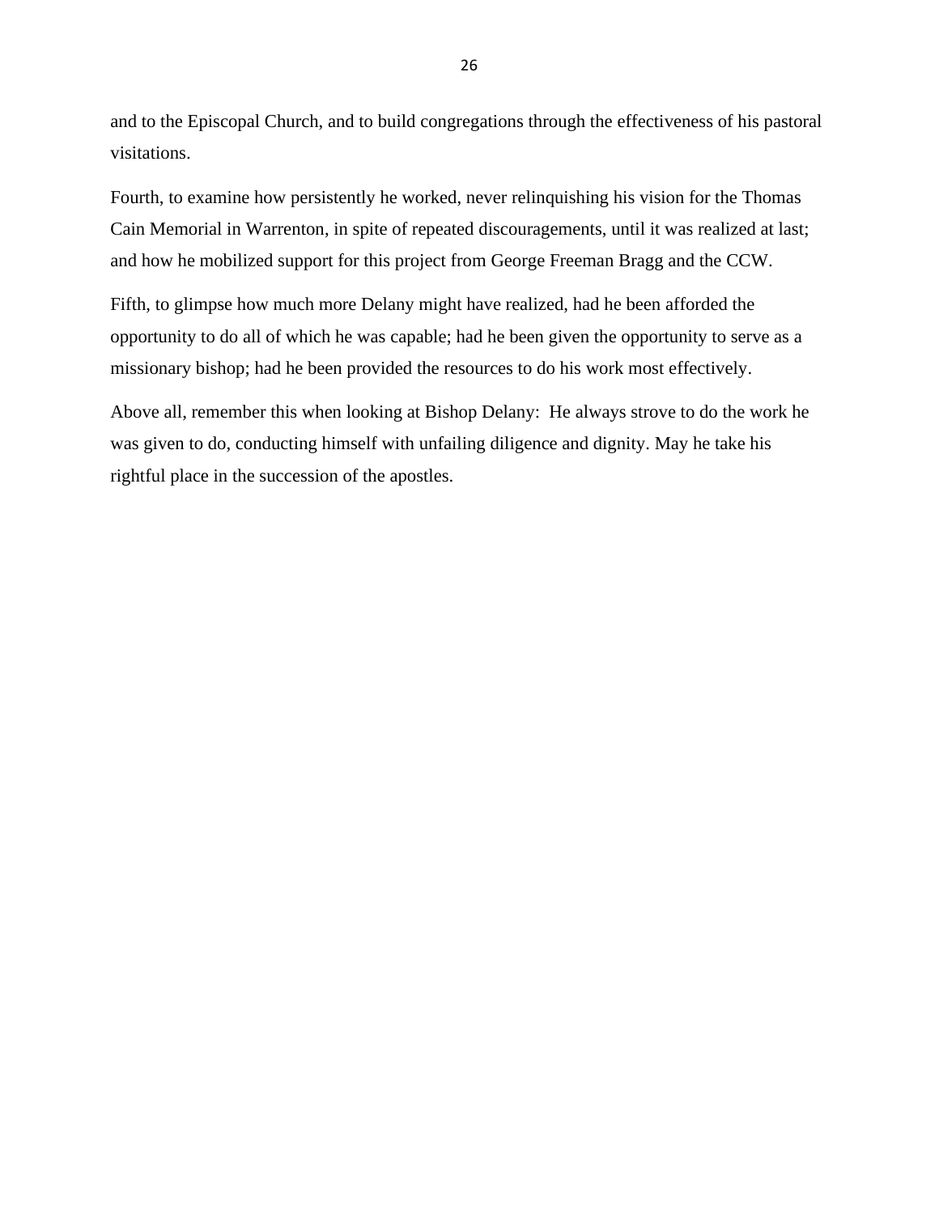and to the Episcopal Church, and to build congregations through the effectiveness of his pastoral visitations.

Fourth, to examine how persistently he worked, never relinquishing his vision for the Thomas Cain Memorial in Warrenton, in spite of repeated discouragements, until it was realized at last; and how he mobilized support for this project from George Freeman Bragg and the CCW.

Fifth, to glimpse how much more Delany might have realized, had he been afforded the opportunity to do all of which he was capable; had he been given the opportunity to serve as a missionary bishop; had he been provided the resources to do his work most effectively.

Above all, remember this when looking at Bishop Delany: He always strove to do the work he was given to do, conducting himself with unfailing diligence and dignity. May he take his rightful place in the succession of the apostles.